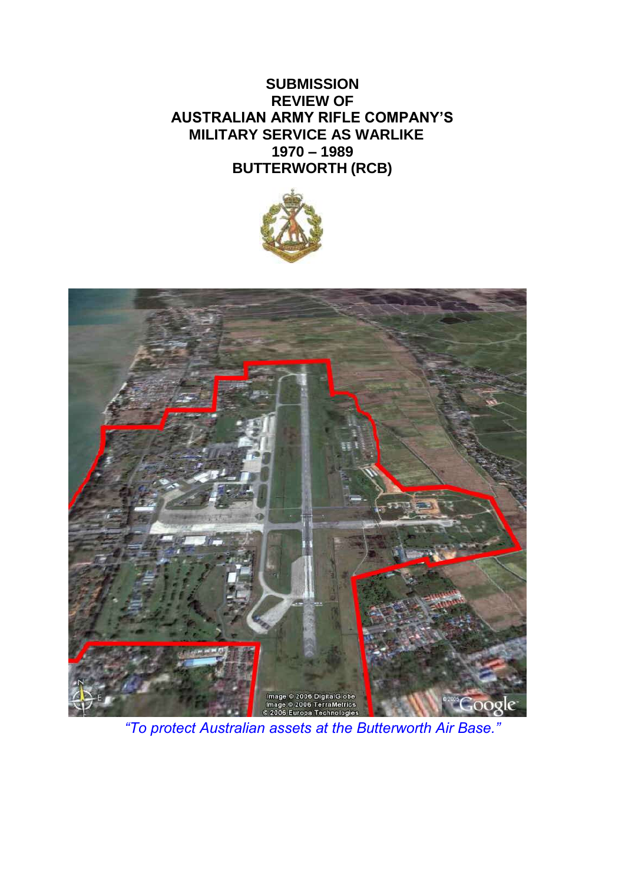# SUBMISSION REVIEW OF AUSTRALIAN ARMY RIFLE COMPANY'S MILITARY SERVICE AS WARLIKE 1970 – 1989 BUTTERWORTH (RCB)

*"To protect Australian assets at the Butterworth Air Base."*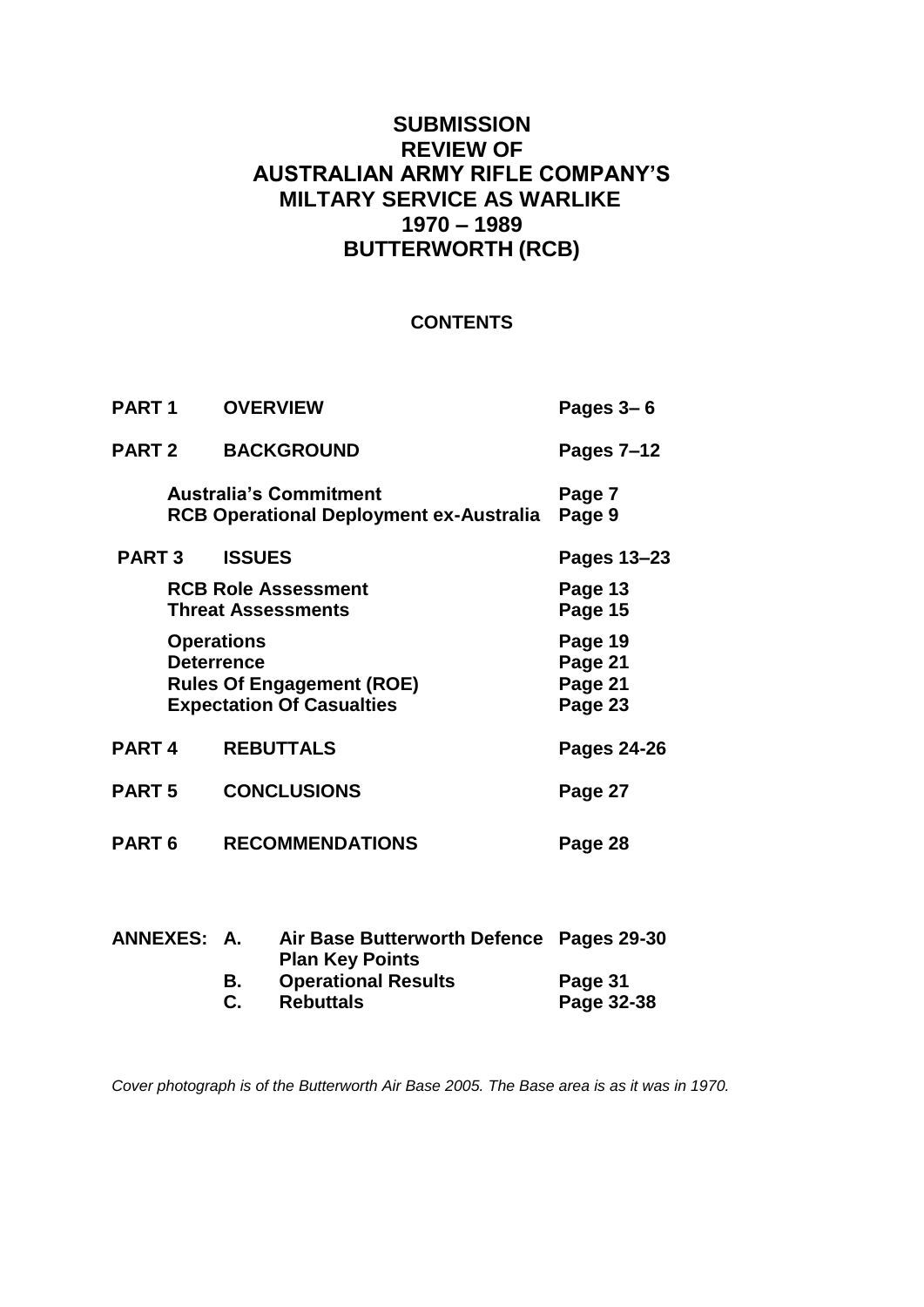# SUBMISSION
# REVIEW OF
# AUSTRALIAN ARMY RIFLE COMPANY'S MILTARY SERVICE AS WARLIKE
# 1970 – 1989
# BUTTERWORTH (RCB)

## CONTENTS

| | | |
|---|---|---|
| **PART 1** | **OVERVIEW** | **Pages 3– 6** |
| **PART 2** | **BACKGROUND** | **Pages 7–12** |
| | **Australia's Commitment** | **Page 7** |
| | **RCB Operational Deployment ex-Australia** | **Page 9** |
| **PART 3** | **ISSUES** | **Pages 13–23** |
| | **RCB Role Assessment** | **Page 13** |
| | **Threat Assessments** | **Page 15** |
| | **Operations** | **Page 19** |
| | **Deterrence** | **Page 21** |
| | **Rules Of Engagement (ROE)** | **Page 21** |
| | **Expectation Of Casualties** | **Page 23** |
| **PART 4** | **REBUTTALS** | **Pages 24-26** |
| **PART 5** | **CONCLUSIONS** | **Page 27** |
| **PART 6** | **RECOMMENDATIONS** | **Page 28** |

| | | | |
|---|---|---|---|
| **ANNEXES:** | **A.** | **Air Base Butterworth Defence Plan Key Points** | **Pages 29-30** |
| | **B.** | **Operational Results** | **Page 31** |
| | **C.** | **Rebuttals** | **Page 32-38** |

*Cover photograph is of the Butterworth Air Base 2005. The Base area is as it was in 1970.*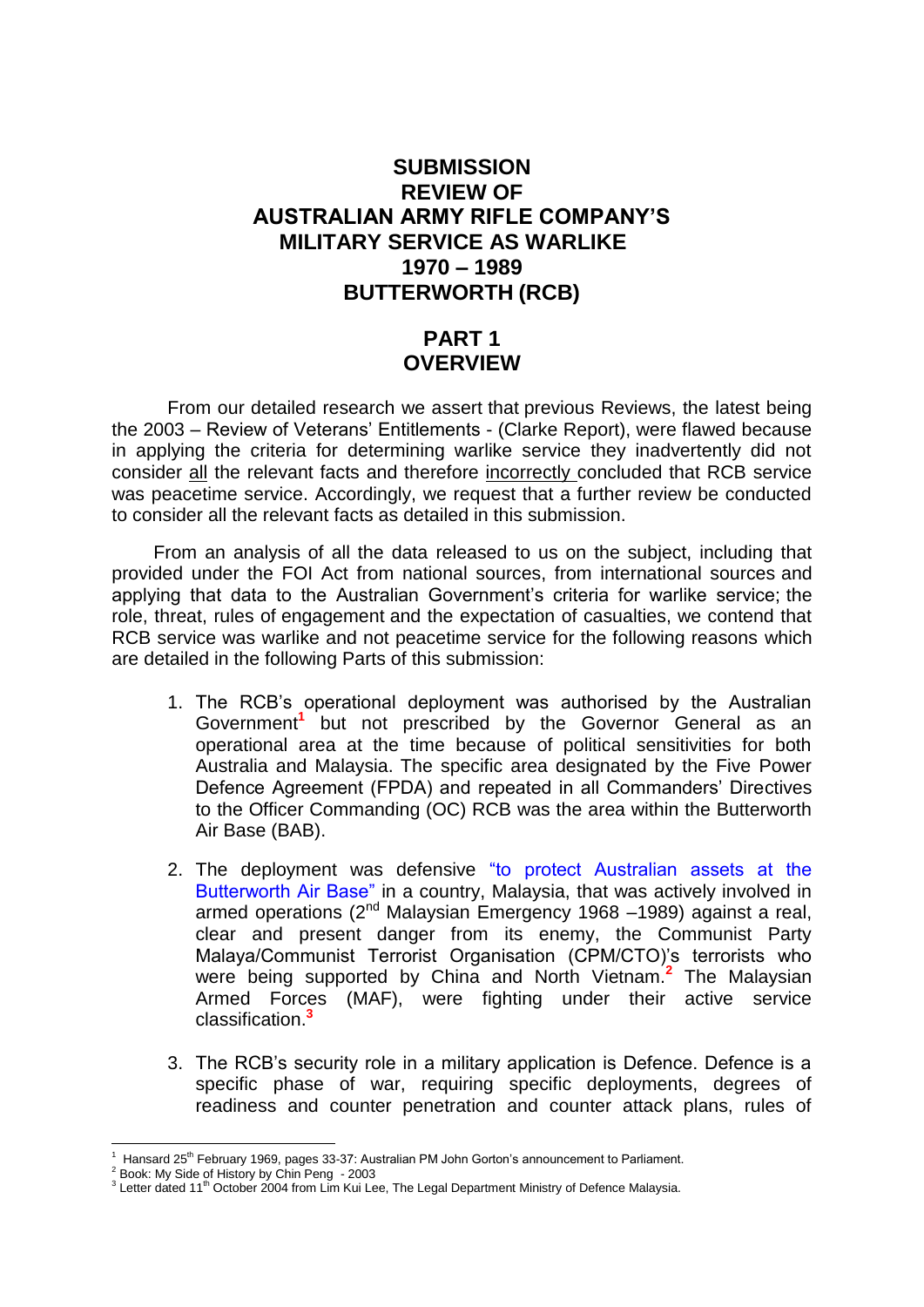# SUBMISSION
# REVIEW OF
# AUSTRALIAN ARMY RIFLE COMPANY'S
# MILITARY SERVICE AS WARLIKE
# 1970 – 1989
# BUTTERWORTH (RCB)

## PART 1
## OVERVIEW

From our detailed research we assert that previous Reviews, the latest being the 2003 – Review of Veterans' Entitlements - (Clarke Report), were flawed because in applying the criteria for determining warlike service they inadvertently did not consider all the relevant facts and therefore incorrectly concluded that RCB service was peacetime service. Accordingly, we request that a further review be conducted to consider all the relevant facts as detailed in this submission.

From an analysis of all the data released to us on the subject, including that provided under the FOI Act from national sources, from international sources and applying that data to the Australian Government's criteria for warlike service; the role, threat, rules of engagement and the expectation of casualties, we contend that RCB service was warlike and not peacetime service for the following reasons which are detailed in the following Parts of this submission:

1. The RCB's operational deployment was authorised by the Australian Government[1] but not prescribed by the Governor General as an operational area at the time because of political sensitivities for both Australia and Malaysia. The specific area designated by the Five Power Defence Agreement (FPDA) and repeated in all Commanders' Directives to the Officer Commanding (OC) RCB was the area within the Butterworth Air Base (BAB).

2. The deployment was defensive "to protect Australian assets at the Butterworth Air Base" in a country, Malaysia, that was actively involved in armed operations (2nd Malaysian Emergency 1968 –1989) against a real, clear and present danger from its enemy, the Communist Party Malaya/Communist Terrorist Organisation (CPM/CTO)'s terrorists who were being supported by China and North Vietnam.[2] The Malaysian Armed Forces (MAF), were fighting under their active service classification.[3]

3. The RCB's security role in a military application is Defence. Defence is a specific phase of war, requiring specific deployments, degrees of readiness and counter penetration and counter attack plans, rules of

---

[1] Hansard 25th February 1969, pages 33-37: Australian PM John Gorton's announcement to Parliament.
[2] Book: My Side of History by Chin Peng - 2003
[3] Letter dated 11th October 2004 from Lim Kui Lee, The Legal Department Ministry of Defence Malaysia.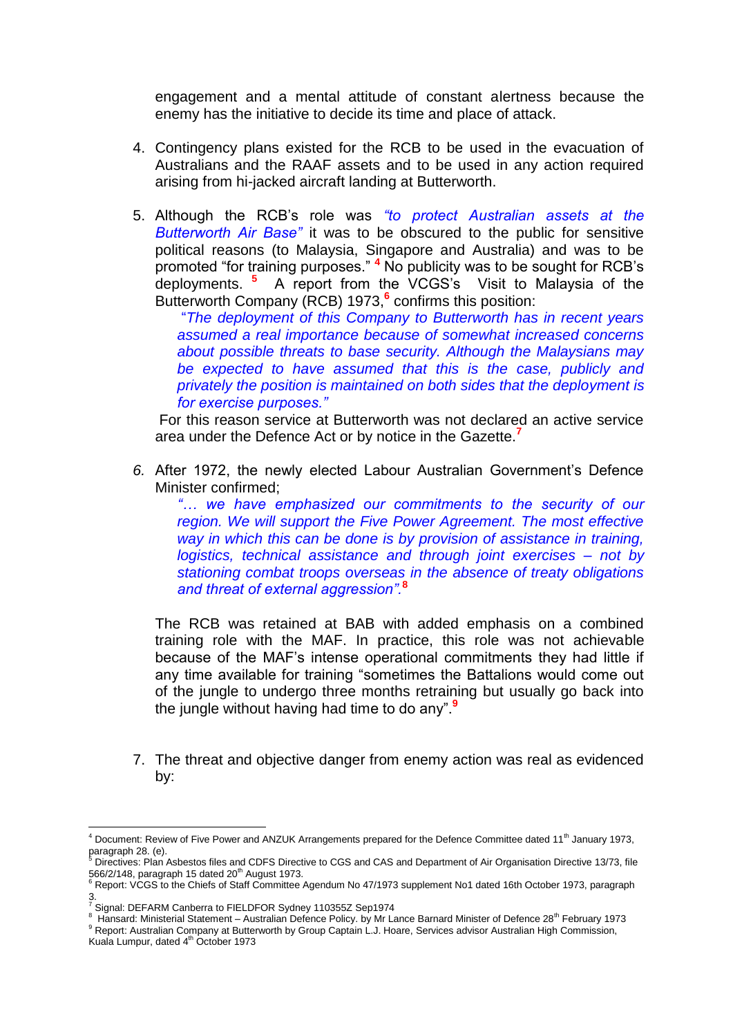engagement and a mental attitude of constant alertness because the enemy has the initiative to decide its time and place of attack.

4. Contingency plans existed for the RCB to be used in the evacuation of Australians and the RAAF assets and to be used in any action required arising from hi-jacked aircraft landing at Butterworth.

5. Although the RCB's role was *"to protect Australian assets at the Butterworth Air Base"* it was to be obscured to the public for sensitive political reasons (to Malaysia, Singapore and Australia) and was to be promoted "for training purposes." [4] No publicity was to be sought for RCB's deployments. [5] A report from the VCGS's Visit to Malaysia of the Butterworth Company (RCB) 1973,[6] confirms this position:

   *"The deployment of this Company to Butterworth has in recent years assumed a real importance because of somewhat increased concerns about possible threats to base security. Although the Malaysians may be expected to have assumed that this is the case, publicly and privately the position is maintained on both sides that the deployment is for exercise purposes."*

   For this reason service at Butterworth was not declared an active service area under the Defence Act or by notice in the Gazette.[7]

6. After 1972, the newly elected Labour Australian Government's Defence Minister confirmed;

   *"… we have emphasized our commitments to the security of our region. We will support the Five Power Agreement. The most effective way in which this can be done is by provision of assistance in training, logistics, technical assistance and through joint exercises – not by stationing combat troops overseas in the absence of treaty obligations and threat of external aggression".*[8]

   The RCB was retained at BAB with added emphasis on a combined training role with the MAF. In practice, this role was not achievable because of the MAF's intense operational commitments they had little if any time available for training "sometimes the Battalions would come out of the jungle to undergo three months retraining but usually go back into the jungle without having had time to do any".[9]

7. The threat and objective danger from enemy action was real as evidenced by:

---

[4] Document: Review of Five Power and ANZUK Arrangements prepared for the Defence Committee dated 11th January 1973, paragraph 28. (e).

[5] Directives: Plan Asbestos files and CDFS Directive to CGS and CAS and Department of Air Organisation Directive 13/73, file 566/2/148, paragraph 15 dated 20th August 1973.

[6] Report: VCGS to the Chiefs of Staff Committee Agendum No 47/1973 supplement No1 dated 16th October 1973, paragraph 3.

[7] Signal: DEFARM Canberra to FIELDFOR Sydney 110355Z Sep1974

[8] Hansard: Ministerial Statement – Australian Defence Policy. by Mr Lance Barnard Minister of Defence 28th February 1973

[9] Report: Australian Company at Butterworth by Group Captain L.J. Hoare, Services advisor Australian High Commission, Kuala Lumpur, dated 4th October 1973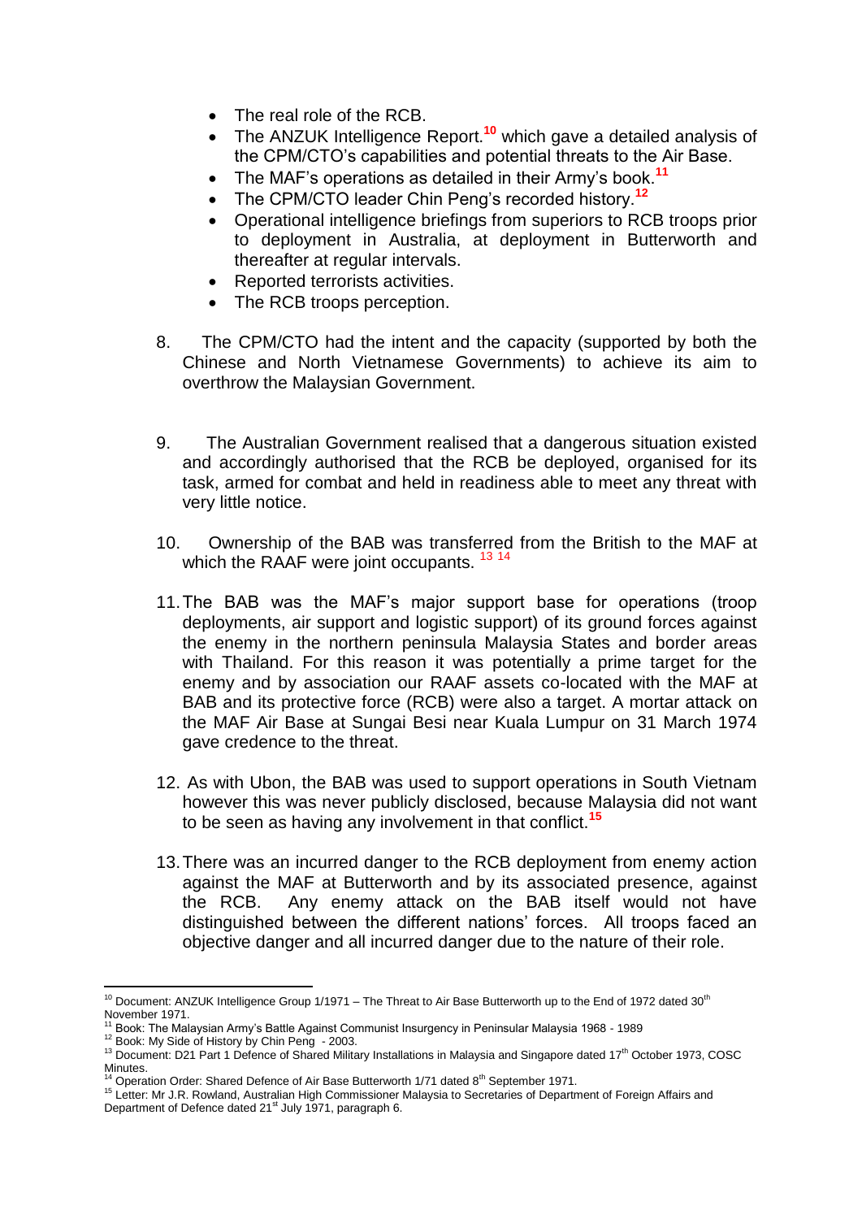- The real role of the RCB.
- The ANZUK Intelligence Report.[10] which gave a detailed analysis of the CPM/CTO's capabilities and potential threats to the Air Base.
- The MAF's operations as detailed in their Army's book.[11]
- The CPM/CTO leader Chin Peng's recorded history.[12]
- Operational intelligence briefings from superiors to RCB troops prior to deployment in Australia, at deployment in Butterworth and thereafter at regular intervals.
- Reported terrorists activities.
- The RCB troops perception.

8. The CPM/CTO had the intent and the capacity (supported by both the Chinese and North Vietnamese Governments) to achieve its aim to overthrow the Malaysian Government.

9. The Australian Government realised that a dangerous situation existed and accordingly authorised that the RCB be deployed, organised for its task, armed for combat and held in readiness able to meet any threat with very little notice.

10. Ownership of the BAB was transferred from the British to the MAF at which the RAAF were joint occupants.[13] [14]

11. The BAB was the MAF's major support base for operations (troop deployments, air support and logistic support) of its ground forces against the enemy in the northern peninsula Malaysia States and border areas with Thailand. For this reason it was potentially a prime target for the enemy and by association our RAAF assets co-located with the MAF at BAB and its protective force (RCB) were also a target. A mortar attack on the MAF Air Base at Sungai Besi near Kuala Lumpur on 31 March 1974 gave credence to the threat.

12. As with Ubon, the BAB was used to support operations in South Vietnam however this was never publicly disclosed, because Malaysia did not want to be seen as having any involvement in that conflict.[15]

13. There was an incurred danger to the RCB deployment from enemy action against the MAF at Butterworth and by its associated presence, against the RCB. Any enemy attack on the BAB itself would not have distinguished between the different nations' forces. All troops faced an objective danger and all incurred danger due to the nature of their role.

---

[10] Document: ANZUK Intelligence Group 1/1971 – The Threat to Air Base Butterworth up to the End of 1972 dated 30th November 1971.

[11] Book: The Malaysian Army's Battle Against Communist Insurgency in Peninsular Malaysia 1968 - 1989

[12] Book: My Side of History by Chin Peng - 2003.

[13] Document: D21 Part 1 Defence of Shared Military Installations in Malaysia and Singapore dated 17th October 1973, COSC Minutes.

[14] Operation Order: Shared Defence of Air Base Butterworth 1/71 dated 8th September 1971.

[15] Letter: Mr J.R. Rowland, Australian High Commissioner Malaysia to Secretaries of Department of Foreign Affairs and Department of Defence dated 21st July 1971, paragraph 6.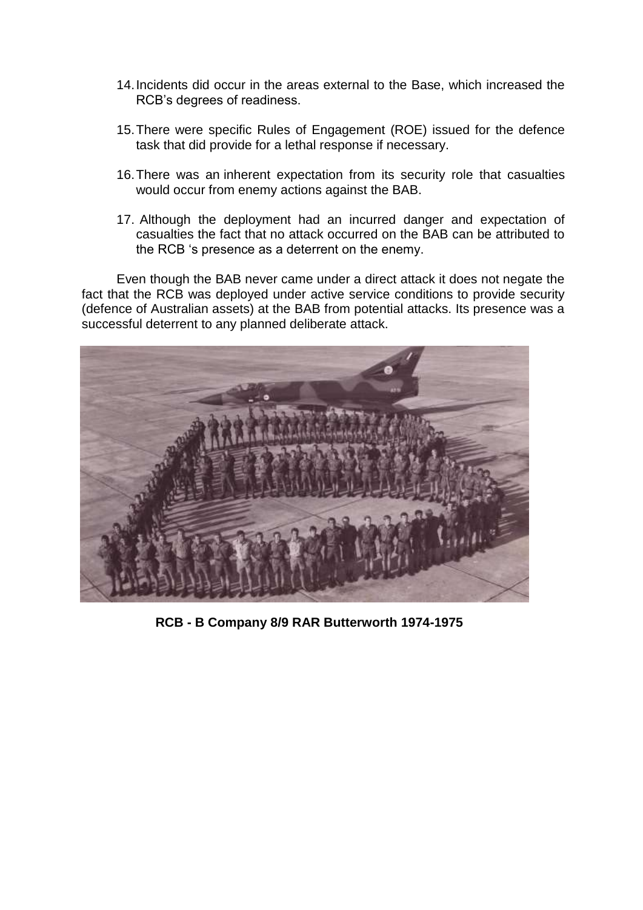14. Incidents did occur in the areas external to the Base, which increased the RCB's degrees of readiness.

15. There were specific Rules of Engagement (ROE) issued for the defence task that did provide for a lethal response if necessary.

16. There was an inherent expectation from its security role that casualties would occur from enemy actions against the BAB.

17. Although the deployment had an incurred danger and expectation of casualties the fact that no attack occurred on the BAB can be attributed to the RCB 's presence as a deterrent on the enemy.

Even though the BAB never came under a direct attack it does not negate the fact that the RCB was deployed under active service conditions to provide security (defence of Australian assets) at the BAB from potential attacks. Its presence was a successful deterrent to any planned deliberate attack.

**RCB - B Company 8/9 RAR Butterworth 1974-1975**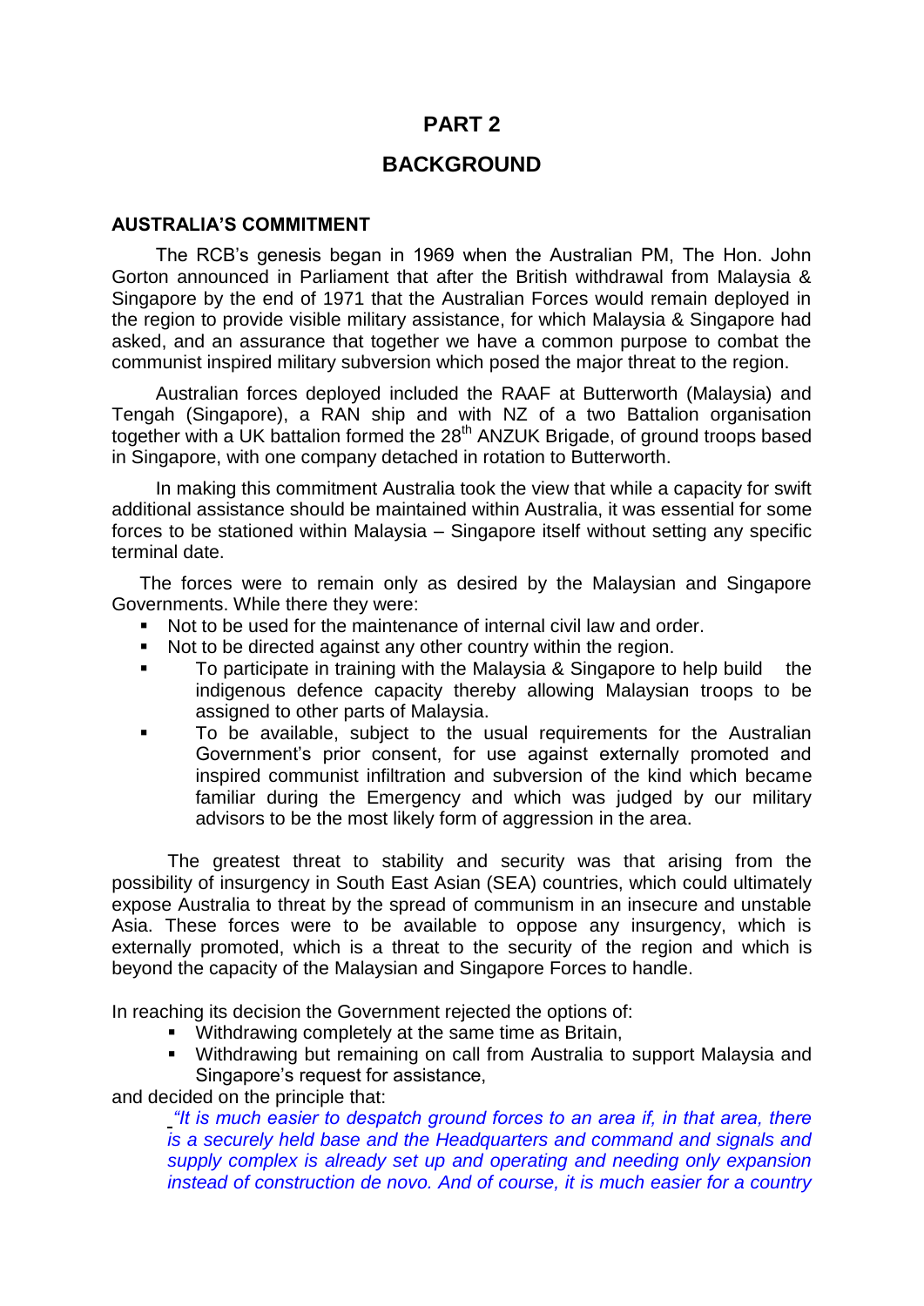# PART 2

# BACKGROUND

### AUSTRALIA'S COMMITMENT

The RCB's genesis began in 1969 when the Australian PM, The Hon. John Gorton announced in Parliament that after the British withdrawal from Malaysia & Singapore by the end of 1971 that the Australian Forces would remain deployed in the region to provide visible military assistance, for which Malaysia & Singapore had asked, and an assurance that together we have a common purpose to combat the communist inspired military subversion which posed the major threat to the region.

Australian forces deployed included the RAAF at Butterworth (Malaysia) and Tengah (Singapore), a RAN ship and with NZ of a two Battalion organisation together with a UK battalion formed the 28th ANZUK Brigade, of ground troops based in Singapore, with one company detached in rotation to Butterworth.

In making this commitment Australia took the view that while a capacity for swift additional assistance should be maintained within Australia, it was essential for some forces to be stationed within Malaysia – Singapore itself without setting any specific terminal date.

The forces were to remain only as desired by the Malaysian and Singapore Governments. While there they were:

- Not to be used for the maintenance of internal civil law and order.
- Not to be directed against any other country within the region.
- To participate in training with the Malaysia & Singapore to help build the indigenous defence capacity thereby allowing Malaysian troops to be assigned to other parts of Malaysia.
- To be available, subject to the usual requirements for the Australian Government's prior consent, for use against externally promoted and inspired communist infiltration and subversion of the kind which became familiar during the Emergency and which was judged by our military advisors to be the most likely form of aggression in the area.

The greatest threat to stability and security was that arising from the possibility of insurgency in South East Asian (SEA) countries, which could ultimately expose Australia to threat by the spread of communism in an insecure and unstable Asia. These forces were to be available to oppose any insurgency, which is externally promoted, which is a threat to the security of the region and which is beyond the capacity of the Malaysian and Singapore Forces to handle.

In reaching its decision the Government rejected the options of:

- Withdrawing completely at the same time as Britain,
- Withdrawing but remaining on call from Australia to support Malaysia and Singapore's request for assistance,

and decided on the principle that:

> *"It is much easier to despatch ground forces to an area if, in that area, there is a securely held base and the Headquarters and command and signals and supply complex is already set up and operating and needing only expansion instead of construction de novo. And of course, it is much easier for a country*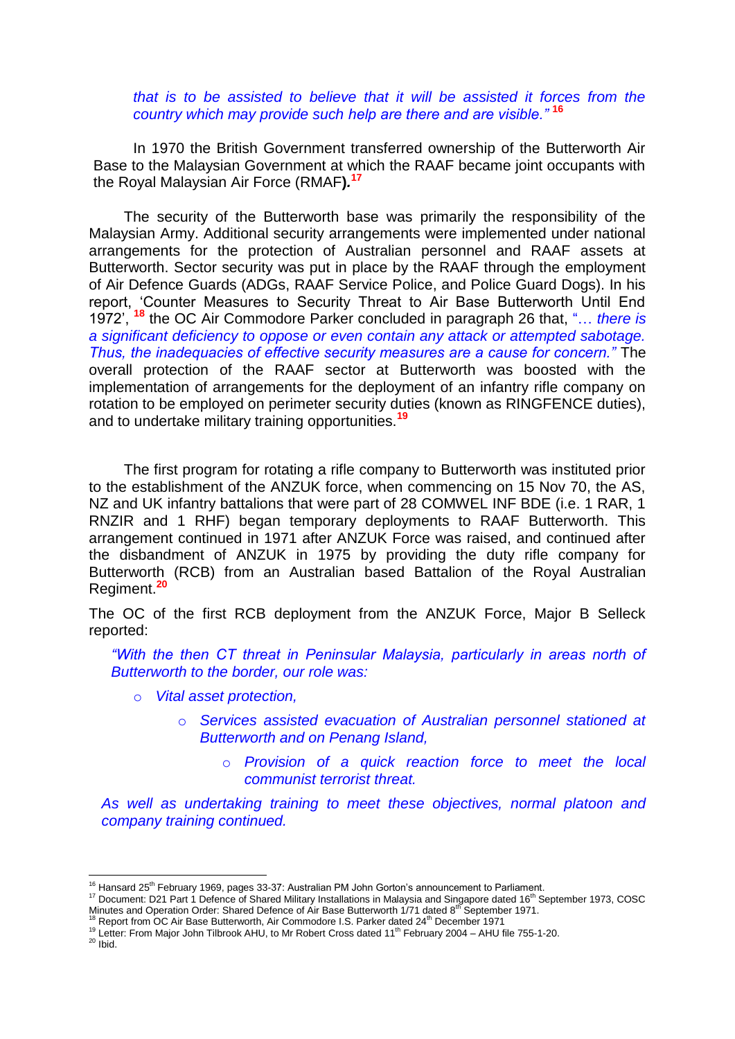*that is to be assisted to believe that it will be assisted it forces from the country which may provide such help are there and are visible."* [16]

In 1970 the British Government transferred ownership of the Butterworth Air Base to the Malaysian Government at which the RAAF became joint occupants with the Royal Malaysian Air Force (RMAF***).*** [17]

The security of the Butterworth base was primarily the responsibility of the Malaysian Army. Additional security arrangements were implemented under national arrangements for the protection of Australian personnel and RAAF assets at Butterworth. Sector security was put in place by the RAAF through the employment of Air Defence Guards (ADGs, RAAF Service Police, and Police Guard Dogs). In his report, 'Counter Measures to Security Threat to Air Base Butterworth Until End 1972', [18] the OC Air Commodore Parker concluded in paragraph 26 that, "… *there is a significant deficiency to oppose or even contain any attack or attempted sabotage. Thus, the inadequacies of effective security measures are a cause for concern."* The overall protection of the RAAF sector at Butterworth was boosted with the implementation of arrangements for the deployment of an infantry rifle company on rotation to be employed on perimeter security duties (known as RINGFENCE duties), and to undertake military training opportunities.[19]

The first program for rotating a rifle company to Butterworth was instituted prior to the establishment of the ANZUK force, when commencing on 15 Nov 70, the AS, NZ and UK infantry battalions that were part of 28 COMWEL INF BDE (i.e. 1 RAR, 1 RNZIR and 1 RHF) began temporary deployments to RAAF Butterworth. This arrangement continued in 1971 after ANZUK Force was raised, and continued after the disbandment of ANZUK in 1975 by providing the duty rifle company for Butterworth (RCB) from an Australian based Battalion of the Royal Australian Regiment.[20]

The OC of the first RCB deployment from the ANZUK Force, Major B Selleck reported:

*"With the then CT threat in Peninsular Malaysia, particularly in areas north of Butterworth to the border, our role was:*

- *Vital asset protection,*
  - *Services assisted evacuation of Australian personnel stationed at Butterworth and on Penang Island,*
    - *Provision of a quick reaction force to meet the local communist terrorist threat.*

*As well as undertaking training to meet these objectives, normal platoon and company training continued.*

---

[16] Hansard 25th February 1969, pages 33-37: Australian PM John Gorton's announcement to Parliament.

[17] Document: D21 Part 1 Defence of Shared Military Installations in Malaysia and Singapore dated 16th September 1973, COSC Minutes and Operation Order: Shared Defence of Air Base Butterworth 1/71 dated 8th September 1971.

[18] Report from OC Air Base Butterworth, Air Commodore I.S. Parker dated 24th December 1971

[19] Letter: From Major John Tilbrook AHU, to Mr Robert Cross dated 11th February 2004 – AHU file 755-1-20.

[20] Ibid.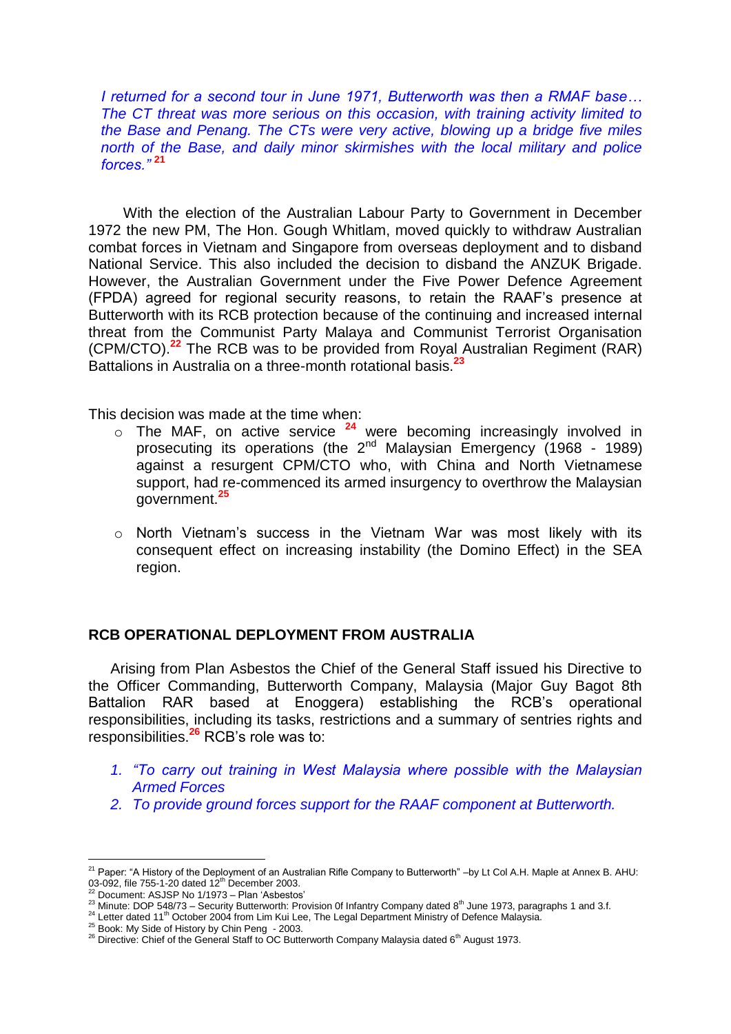*I returned for a second tour in June 1971, Butterworth was then a RMAF base… The CT threat was more serious on this occasion, with training activity limited to the Base and Penang. The CTs were very active, blowing up a bridge five miles north of the Base, and daily minor skirmishes with the local military and police forces."* [21]

With the election of the Australian Labour Party to Government in December 1972 the new PM, The Hon. Gough Whitlam, moved quickly to withdraw Australian combat forces in Vietnam and Singapore from overseas deployment and to disband National Service. This also included the decision to disband the ANZUK Brigade. However, the Australian Government under the Five Power Defence Agreement (FPDA) agreed for regional security reasons, to retain the RAAF's presence at Butterworth with its RCB protection because of the continuing and increased internal threat from the Communist Party Malaya and Communist Terrorist Organisation (CPM/CTO).[22] The RCB was to be provided from Royal Australian Regiment (RAR) Battalions in Australia on a three-month rotational basis.[23]

This decision was made at the time when:

- The MAF, on active service [24] were becoming increasingly involved in prosecuting its operations (the 2nd Malaysian Emergency (1968 - 1989) against a resurgent CPM/CTO who, with China and North Vietnamese support, had re-commenced its armed insurgency to overthrow the Malaysian government.[25]
- North Vietnam's success in the Vietnam War was most likely with its consequent effect on increasing instability (the Domino Effect) in the SEA region.

## RCB OPERATIONAL DEPLOYMENT FROM AUSTRALIA

Arising from Plan Asbestos the Chief of the General Staff issued his Directive to the Officer Commanding, Butterworth Company, Malaysia (Major Guy Bagot 8th Battalion RAR based at Enoggera) establishing the RCB's operational responsibilities, including its tasks, restrictions and a summary of sentries rights and responsibilities.[26] RCB's role was to:

1. *"To carry out training in West Malaysia where possible with the Malaysian Armed Forces*
2. *To provide ground forces support for the RAAF component at Butterworth.*

---

[21] Paper: "A History of the Deployment of an Australian Rifle Company to Butterworth" –by Lt Col A.H. Maple at Annex B. AHU: 03-092, file 755-1-20 dated 12th December 2003.

[22] Document: ASJSP No 1/1973 – Plan 'Asbestos'

[23] Minute: DOP 548/73 – Security Butterworth: Provision 0f Infantry Company dated 8th June 1973, paragraphs 1 and 3.f.

[24] Letter dated 11th October 2004 from Lim Kui Lee, The Legal Department Ministry of Defence Malaysia.

[25] Book: My Side of History by Chin Peng - 2003.

[26] Directive: Chief of the General Staff to OC Butterworth Company Malaysia dated 6th August 1973.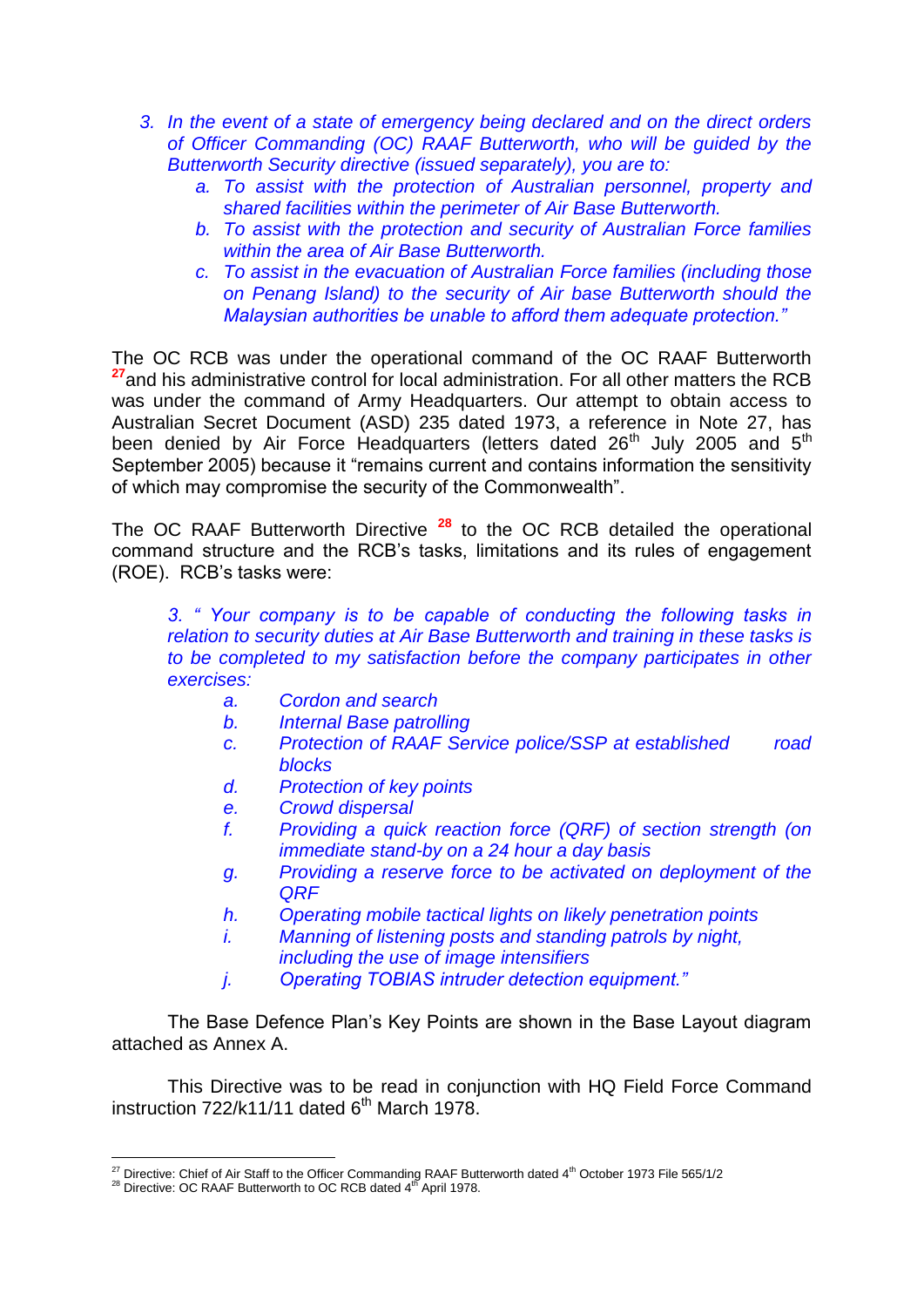3. *In the event of a state of emergency being declared and on the direct orders of Officer Commanding (OC) RAAF Butterworth, who will be guided by the Butterworth Security directive (issued separately), you are to:*
   a. *To assist with the protection of Australian personnel, property and shared facilities within the perimeter of Air Base Butterworth.*
   b. *To assist with the protection and security of Australian Force families within the area of Air Base Butterworth.*
   c. *To assist in the evacuation of Australian Force families (including those on Penang Island) to the security of Air base Butterworth should the Malaysian authorities be unable to afford them adequate protection."*

The OC RCB was under the operational command of the OC RAAF Butterworth [27] and his administrative control for local administration. For all other matters the RCB was under the command of Army Headquarters. Our attempt to obtain access to Australian Secret Document (ASD) 235 dated 1973, a reference in Note 27, has been denied by Air Force Headquarters (letters dated 26th July 2005 and 5th September 2005) because it "remains current and contains information the sensitivity of which may compromise the security of the Commonwealth".

The OC RAAF Butterworth Directive [28] to the OC RCB detailed the operational command structure and the RCB's tasks, limitations and its rules of engagement (ROE). RCB's tasks were:

> *3. " Your company is to be capable of conducting the following tasks in relation to security duties at Air Base Butterworth and training in these tasks is to be completed to my satisfaction before the company participates in other exercises:*
>
> a. *Cordon and search*
> b. *Internal Base patrolling*
> c. *Protection of RAAF Service police/SSP at established road blocks*
> d. *Protection of key points*
> e. *Crowd dispersal*
> f. *Providing a quick reaction force (QRF) of section strength (on immediate stand-by on a 24 hour a day basis*
> g. *Providing a reserve force to be activated on deployment of the QRF*
> h. *Operating mobile tactical lights on likely penetration points*
> i. *Manning of listening posts and standing patrols by night, including the use of image intensifiers*
> j. *Operating TOBIAS intruder detection equipment."*

The Base Defence Plan's Key Points are shown in the Base Layout diagram attached as Annex A.

This Directive was to be read in conjunction with HQ Field Force Command instruction 722/k11/11 dated 6th March 1978.

---

[27] Directive: Chief of Air Staff to the Officer Commanding RAAF Butterworth dated 4th October 1973 File 565/1/2

[28] Directive: OC RAAF Butterworth to OC RCB dated 4th April 1978.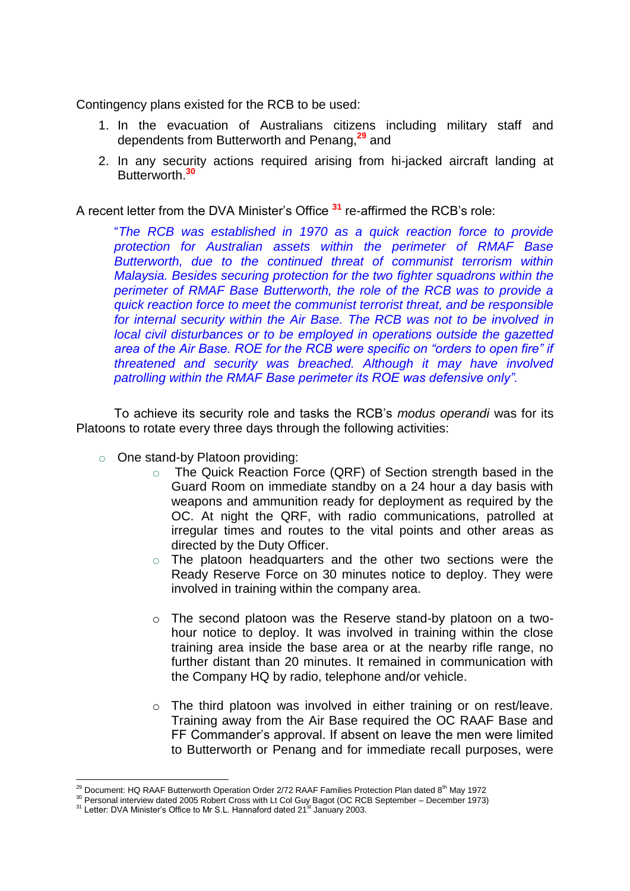Contingency plans existed for the RCB to be used:

1. In the evacuation of Australians citizens including military staff and dependents from Butterworth and Penang,[29] and
2. In any security actions required arising from hi-jacked aircraft landing at Butterworth.[30]

A recent letter from the DVA Minister's Office [31] re-affirmed the RCB's role:

> "*The RCB was established in 1970 as a quick reaction force to provide protection for Australian assets within the perimeter of RMAF Base Butterworth, due to the continued threat of communist terrorism within Malaysia. Besides securing protection for the two fighter squadrons within the perimeter of RMAF Base Butterworth, the role of the RCB was to provide a quick reaction force to meet the communist terrorist threat, and be responsible for internal security within the Air Base. The RCB was not to be involved in local civil disturbances or to be employed in operations outside the gazetted area of the Air Base. ROE for the RCB were specific on "orders to open fire" if threatened and security was breached. Although it may have involved patrolling within the RMAF Base perimeter its ROE was defensive only".*

To achieve its security role and tasks the RCB's *modus operandi* was for its Platoons to rotate every three days through the following activities:

- One stand-by Platoon providing:
  - The Quick Reaction Force (QRF) of Section strength based in the Guard Room on immediate standby on a 24 hour a day basis with weapons and ammunition ready for deployment as required by the OC. At night the QRF, with radio communications, patrolled at irregular times and routes to the vital points and other areas as directed by the Duty Officer.
  - The platoon headquarters and the other two sections were the Ready Reserve Force on 30 minutes notice to deploy. They were involved in training within the company area.
  - The second platoon was the Reserve stand-by platoon on a two-hour notice to deploy. It was involved in training within the close training area inside the base area or at the nearby rifle range, no further distant than 20 minutes. It remained in communication with the Company HQ by radio, telephone and/or vehicle.
  - The third platoon was involved in either training or on rest/leave. Training away from the Air Base required the OC RAAF Base and FF Commander's approval. If absent on leave the men were limited to Butterworth or Penang and for immediate recall purposes, were

[29] Document: HQ RAAF Butterworth Operation Order 2/72 RAAF Families Protection Plan dated 8th May 1972

[30] Personal interview dated 2005 Robert Cross with Lt Col Guy Bagot (OC RCB September – December 1973)

[31] Letter: DVA Minister's Office to Mr S.L. Hannaford dated 21st January 2003.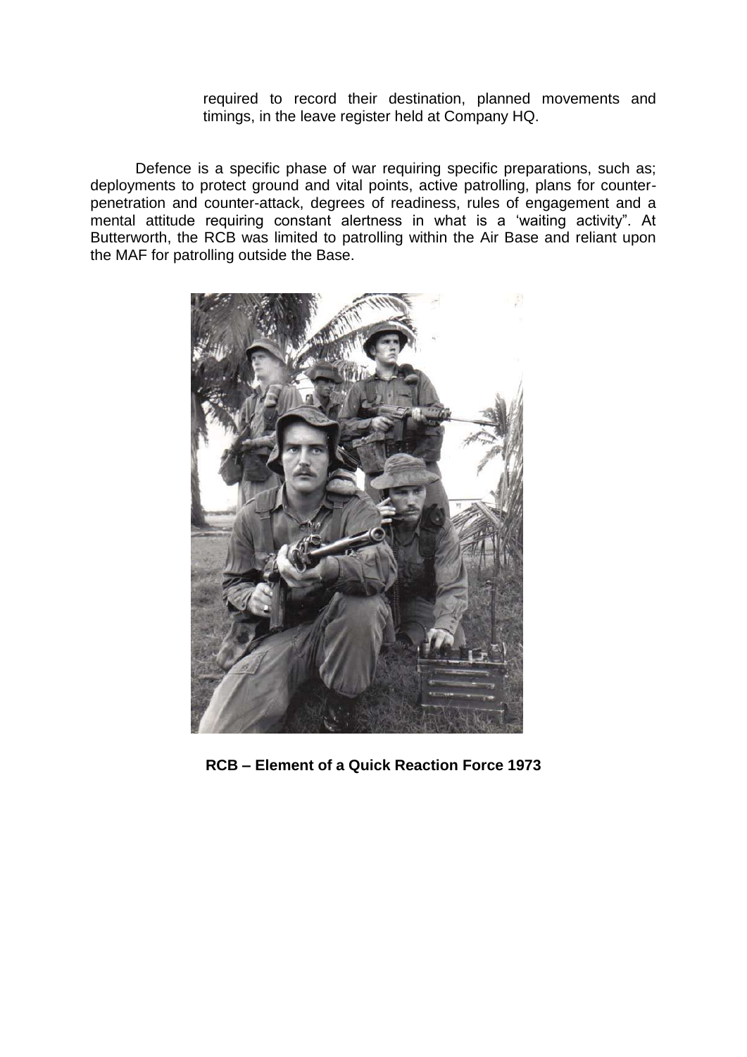required to record their destination, planned movements and timings, in the leave register held at Company HQ.

Defence is a specific phase of war requiring specific preparations, such as; deployments to protect ground and vital points, active patrolling, plans for counter-penetration and counter-attack, degrees of readiness, rules of engagement and a mental attitude requiring constant alertness in what is a 'waiting activity". At Butterworth, the RCB was limited to patrolling within the Air Base and reliant upon the MAF for patrolling outside the Base.

**RCB – Element of a Quick Reaction Force 1973**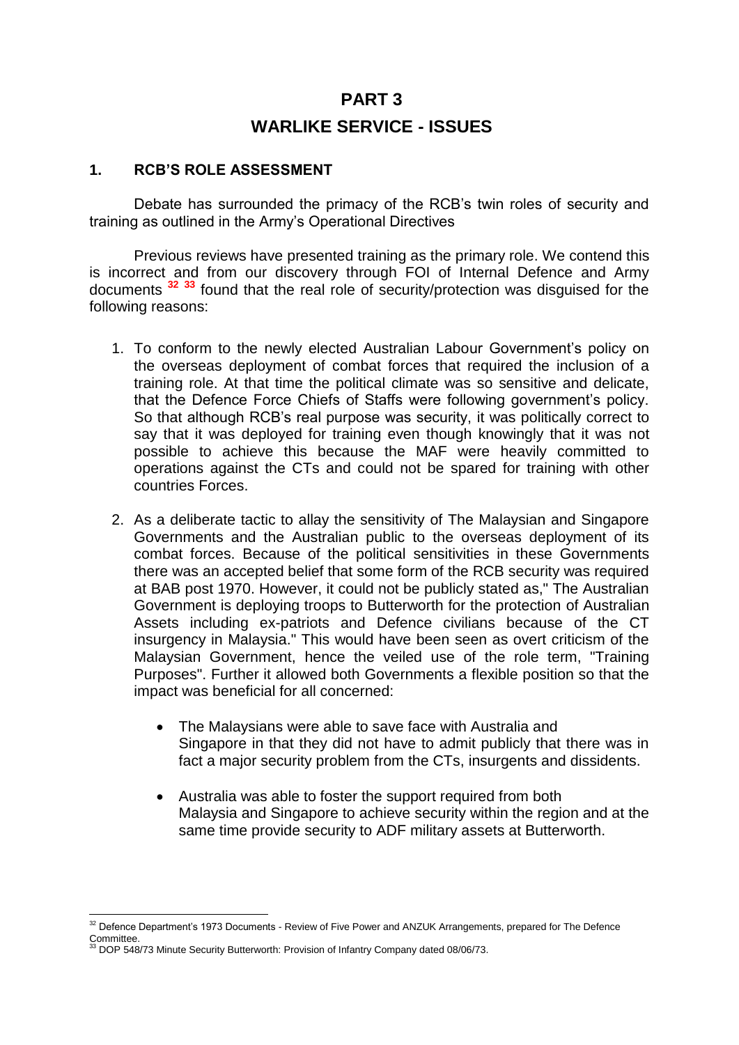# PART 3

# WARLIKE SERVICE - ISSUES

## 1. RCB'S ROLE ASSESSMENT

Debate has surrounded the primacy of the RCB's twin roles of security and training as outlined in the Army's Operational Directives

Previous reviews have presented training as the primary role. We contend this is incorrect and from our discovery through FOI of Internal Defence and Army documents [32] [33] found that the real role of security/protection was disguised for the following reasons:

1. To conform to the newly elected Australian Labour Government's policy on the overseas deployment of combat forces that required the inclusion of a training role. At that time the political climate was so sensitive and delicate, that the Defence Force Chiefs of Staffs were following government's policy. So that although RCB's real purpose was security, it was politically correct to say that it was deployed for training even though knowingly that it was not possible to achieve this because the MAF were heavily committed to operations against the CTs and could not be spared for training with other countries Forces.

2. As a deliberate tactic to allay the sensitivity of The Malaysian and Singapore Governments and the Australian public to the overseas deployment of its combat forces. Because of the political sensitivities in these Governments there was an accepted belief that some form of the RCB security was required at BAB post 1970. However, it could not be publicly stated as," The Australian Government is deploying troops to Butterworth for the protection of Australian Assets including ex-patriots and Defence civilians because of the CT insurgency in Malaysia." This would have been seen as overt criticism of the Malaysian Government, hence the veiled use of the role term, "Training Purposes". Further it allowed both Governments a flexible position so that the impact was beneficial for all concerned:

   - The Malaysians were able to save face with Australia and Singapore in that they did not have to admit publicly that there was in fact a major security problem from the CTs, insurgents and dissidents.

   - Australia was able to foster the support required from both Malaysia and Singapore to achieve security within the region and at the same time provide security to ADF military assets at Butterworth.

---

[32] Defence Department's 1973 Documents - Review of Five Power and ANZUK Arrangements, prepared for The Defence Committee.

[33] DOP 548/73 Minute Security Butterworth: Provision of Infantry Company dated 08/06/73.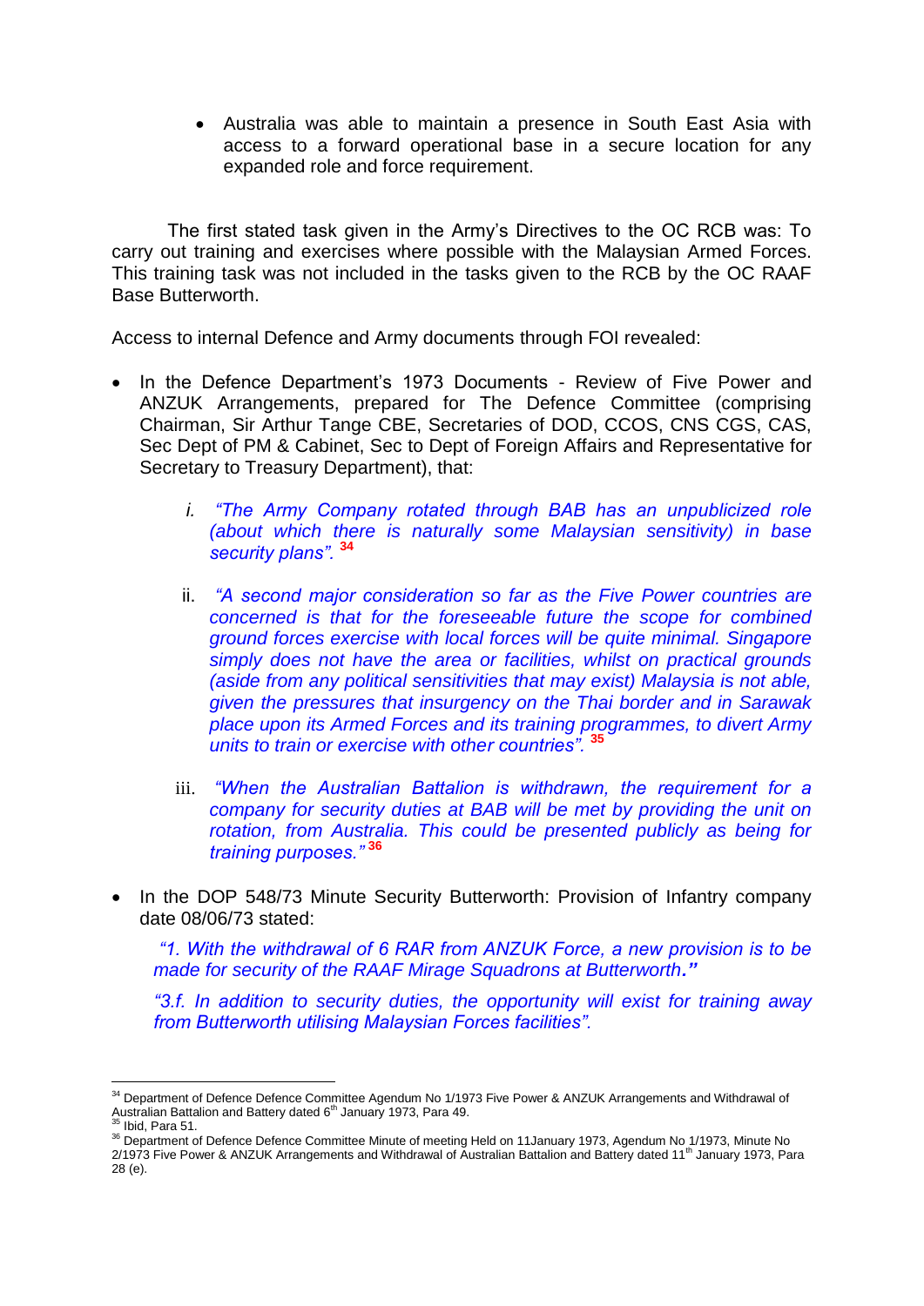- Australia was able to maintain a presence in South East Asia with access to a forward operational base in a secure location for any expanded role and force requirement.

The first stated task given in the Army's Directives to the OC RCB was: To carry out training and exercises where possible with the Malaysian Armed Forces. This training task was not included in the tasks given to the RCB by the OC RAAF Base Butterworth.

Access to internal Defence and Army documents through FOI revealed:

- In the Defence Department's 1973 Documents - Review of Five Power and ANZUK Arrangements, prepared for The Defence Committee (comprising Chairman, Sir Arthur Tange CBE, Secretaries of DOD, CCOS, CNS CGS, CAS, Sec Dept of PM & Cabinet, Sec to Dept of Foreign Affairs and Representative for Secretary to Treasury Department), that:

   i. *"The Army Company rotated through BAB has an unpublicized role (about which there is naturally some Malaysian sensitivity) in base security plans".* [34]

   ii. *"A second major consideration so far as the Five Power countries are concerned is that for the foreseeable future the scope for combined ground forces exercise with local forces will be quite minimal. Singapore simply does not have the area or facilities, whilst on practical grounds (aside from any political sensitivities that may exist) Malaysia is not able, given the pressures that insurgency on the Thai border and in Sarawak place upon its Armed Forces and its training programmes, to divert Army units to train or exercise with other countries".* [35]

   iii. *"When the Australian Battalion is withdrawn, the requirement for a company for security duties at BAB will be met by providing the unit on rotation, from Australia. This could be presented publicly as being for training purposes."* [36]

- In the DOP 548/73 Minute Security Butterworth: Provision of Infantry company date 08/06/73 stated:

  *"1. With the withdrawal of 6 RAR from ANZUK Force, a new provision is to be made for security of the RAAF Mirage Squadrons at Butterworth."*

  *"3.f. In addition to security duties, the opportunity will exist for training away from Butterworth utilising Malaysian Forces facilities".*

---

[34] Department of Defence Defence Committee Agendum No 1/1973 Five Power & ANZUK Arrangements and Withdrawal of Australian Battalion and Battery dated 6th January 1973, Para 49.

[35] Ibid, Para 51.

[36] Department of Defence Defence Committee Minute of meeting Held on 11January 1973, Agendum No 1/1973, Minute No 2/1973 Five Power & ANZUK Arrangements and Withdrawal of Australian Battalion and Battery dated 11th January 1973, Para 28 (e).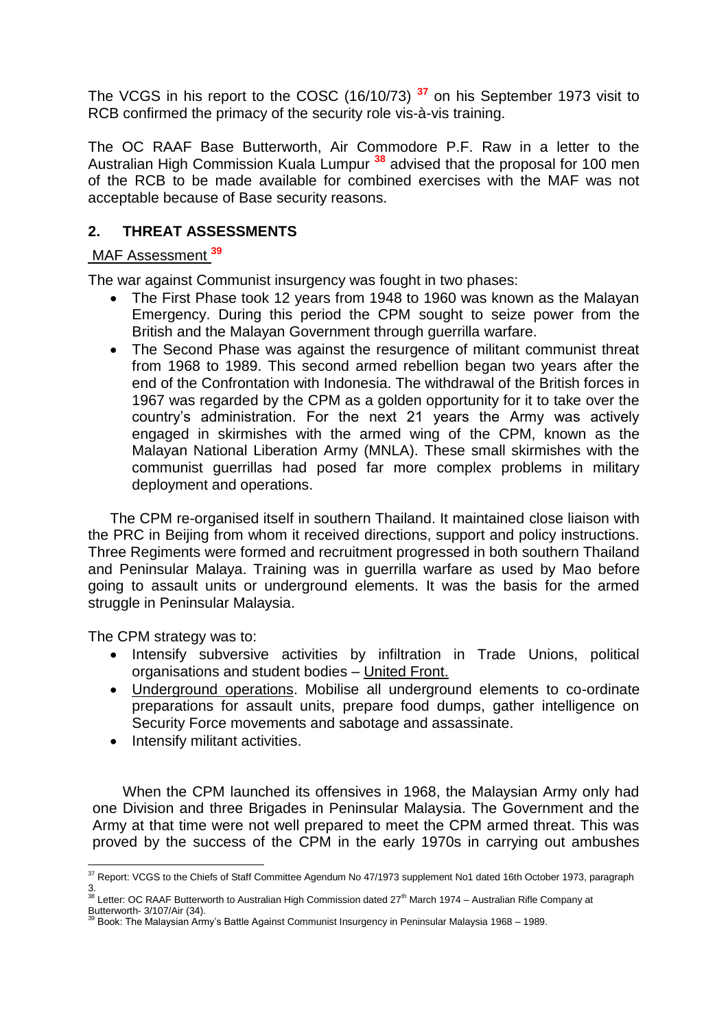The VCGS in his report to the COSC (16/10/73) [37] on his September 1973 visit to RCB confirmed the primacy of the security role vis-à-vis training.

The OC RAAF Base Butterworth, Air Commodore P.F. Raw in a letter to the Australian High Commission Kuala Lumpur [38] advised that the proposal for 100 men of the RCB to be made available for combined exercises with the MAF was not acceptable because of Base security reasons.

## 2. THREAT ASSESSMENTS

MAF Assessment [39]

The war against Communist insurgency was fought in two phases:

- The First Phase took 12 years from 1948 to 1960 was known as the Malayan Emergency. During this period the CPM sought to seize power from the British and the Malayan Government through guerrilla warfare.
- The Second Phase was against the resurgence of militant communist threat from 1968 to 1989. This second armed rebellion began two years after the end of the Confrontation with Indonesia. The withdrawal of the British forces in 1967 was regarded by the CPM as a golden opportunity for it to take over the country's administration. For the next 21 years the Army was actively engaged in skirmishes with the armed wing of the CPM, known as the Malayan National Liberation Army (MNLA). These small skirmishes with the communist guerrillas had posed far more complex problems in military deployment and operations.

The CPM re-organised itself in southern Thailand. It maintained close liaison with the PRC in Beijing from whom it received directions, support and policy instructions. Three Regiments were formed and recruitment progressed in both southern Thailand and Peninsular Malaya. Training was in guerrilla warfare as used by Mao before going to assault units or underground elements. It was the basis for the armed struggle in Peninsular Malaysia.

The CPM strategy was to:

- Intensify subversive activities by infiltration in Trade Unions, political organisations and student bodies – United Front.
- Underground operations. Mobilise all underground elements to co-ordinate preparations for assault units, prepare food dumps, gather intelligence on Security Force movements and sabotage and assassinate.
- Intensify militant activities.

When the CPM launched its offensives in 1968, the Malaysian Army only had one Division and three Brigades in Peninsular Malaysia. The Government and the Army at that time were not well prepared to meet the CPM armed threat. This was proved by the success of the CPM in the early 1970s in carrying out ambushes

---

[37] Report: VCGS to the Chiefs of Staff Committee Agendum No 47/1973 supplement No1 dated 16th October 1973, paragraph 3.

[38] Letter: OC RAAF Butterworth to Australian High Commission dated 27th March 1974 – Australian Rifle Company at Butterworth- 3/107/Air (34).

[39] Book: The Malaysian Army's Battle Against Communist Insurgency in Peninsular Malaysia 1968 – 1989.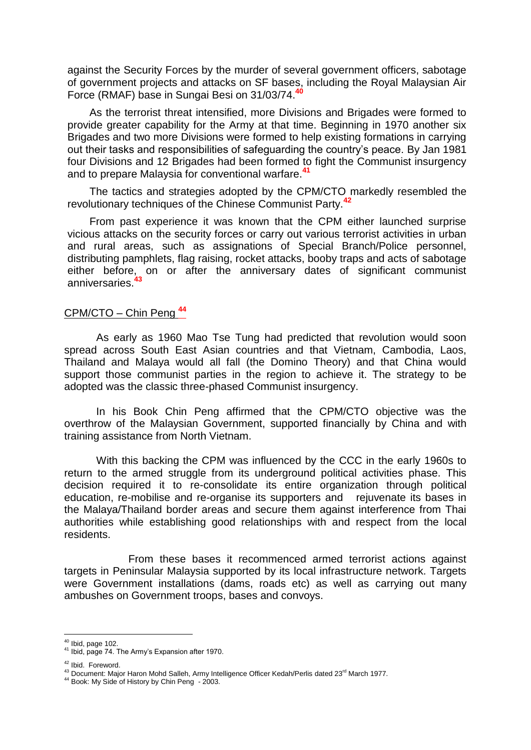against the Security Forces by the murder of several government officers, sabotage of government projects and attacks on SF bases, including the Royal Malaysian Air Force (RMAF) base in Sungai Besi on 31/03/74.[40]

As the terrorist threat intensified, more Divisions and Brigades were formed to provide greater capability for the Army at that time. Beginning in 1970 another six Brigades and two more Divisions were formed to help existing formations in carrying out their tasks and responsibilities of safeguarding the country's peace. By Jan 1981 four Divisions and 12 Brigades had been formed to fight the Communist insurgency and to prepare Malaysia for conventional warfare.[41]

The tactics and strategies adopted by the CPM/CTO markedly resembled the revolutionary techniques of the Chinese Communist Party.[42]

From past experience it was known that the CPM either launched surprise vicious attacks on the security forces or carry out various terrorist activities in urban and rural areas, such as assignations of Special Branch/Police personnel, distributing pamphlets, flag raising, rocket attacks, booby traps and acts of sabotage either before, on or after the anniversary dates of significant communist anniversaries.[43]

## CPM/CTO – Chin Peng [44]

As early as 1960 Mao Tse Tung had predicted that revolution would soon spread across South East Asian countries and that Vietnam, Cambodia, Laos, Thailand and Malaya would all fall (the Domino Theory) and that China would support those communist parties in the region to achieve it. The strategy to be adopted was the classic three-phased Communist insurgency.

In his Book Chin Peng affirmed that the CPM/CTO objective was the overthrow of the Malaysian Government, supported financially by China and with training assistance from North Vietnam.

With this backing the CPM was influenced by the CCC in the early 1960s to return to the armed struggle from its underground political activities phase. This decision required it to re-consolidate its entire organization through political education, re-mobilise and re-organise its supporters and rejuvenate its bases in the Malaya/Thailand border areas and secure them against interference from Thai authorities while establishing good relationships with and respect from the local residents.

From these bases it recommenced armed terrorist actions against targets in Peninsular Malaysia supported by its local infrastructure network. Targets were Government installations (dams, roads etc) as well as carrying out many ambushes on Government troops, bases and convoys.

---

[40] Ibid, page 102.
[41] Ibid, page 74. The Army's Expansion after 1970.
[42] Ibid. Foreword.
[43] Document: Major Haron Mohd Salleh, Army Intelligence Officer Kedah/Perlis dated 23rd March 1977.
[44] Book: My Side of History by Chin Peng - 2003.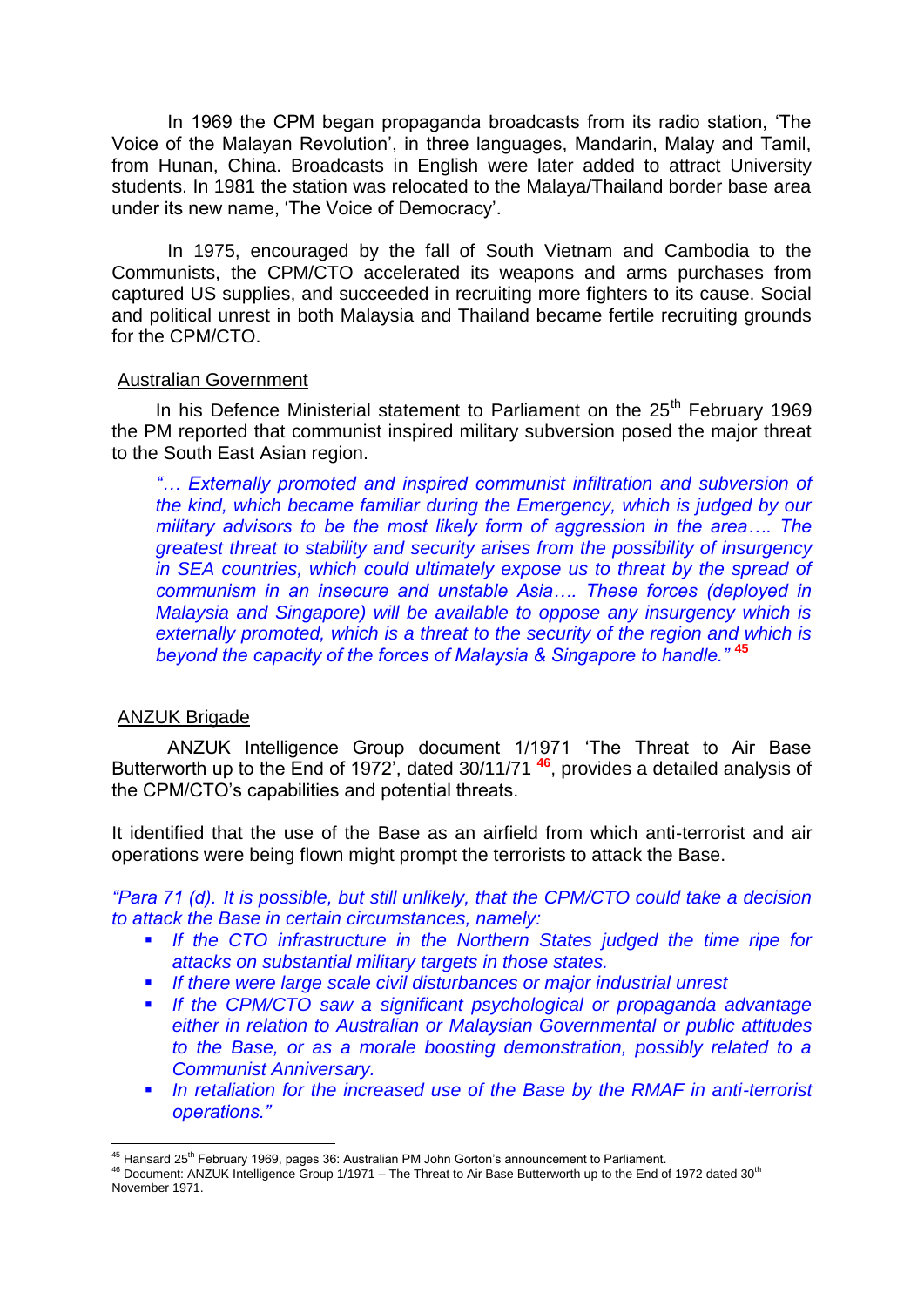In 1969 the CPM began propaganda broadcasts from its radio station, 'The Voice of the Malayan Revolution', in three languages, Mandarin, Malay and Tamil, from Hunan, China. Broadcasts in English were later added to attract University students. In 1981 the station was relocated to the Malaya/Thailand border base area under its new name, 'The Voice of Democracy'.

In 1975, encouraged by the fall of South Vietnam and Cambodia to the Communists, the CPM/CTO accelerated its weapons and arms purchases from captured US supplies, and succeeded in recruiting more fighters to its cause. Social and political unrest in both Malaysia and Thailand became fertile recruiting grounds for the CPM/CTO.

## Australian Government

In his Defence Ministerial statement to Parliament on the 25th February 1969 the PM reported that communist inspired military subversion posed the major threat to the South East Asian region.

*"… Externally promoted and inspired communist infiltration and subversion of the kind, which became familiar during the Emergency, which is judged by our military advisors to be the most likely form of aggression in the area…. The greatest threat to stability and security arises from the possibility of insurgency in SEA countries, which could ultimately expose us to threat by the spread of communism in an insecure and unstable Asia…. These forces (deployed in Malaysia and Singapore) will be available to oppose any insurgency which is externally promoted, which is a threat to the security of the region and which is beyond the capacity of the forces of Malaysia & Singapore to handle."* [45]

## ANZUK Brigade

ANZUK Intelligence Group document 1/1971 'The Threat to Air Base Butterworth up to the End of 1972', dated 30/11/71 [46], provides a detailed analysis of the CPM/CTO's capabilities and potential threats.

It identified that the use of the Base as an airfield from which anti-terrorist and air operations were being flown might prompt the terrorists to attack the Base.

*"Para 71 (d). It is possible, but still unlikely, that the CPM/CTO could take a decision to attack the Base in certain circumstances, namely:*

- *If the CTO infrastructure in the Northern States judged the time ripe for attacks on substantial military targets in those states.*
- *If there were large scale civil disturbances or major industrial unrest*
- *If the CPM/CTO saw a significant psychological or propaganda advantage either in relation to Australian or Malaysian Governmental or public attitudes to the Base, or as a morale boosting demonstration, possibly related to a Communist Anniversary.*
- *In retaliation for the increased use of the Base by the RMAF in anti-terrorist operations."*

---

[45] Hansard 25th February 1969, pages 36: Australian PM John Gorton's announcement to Parliament.

[46] Document: ANZUK Intelligence Group 1/1971 – The Threat to Air Base Butterworth up to the End of 1972 dated 30th November 1971.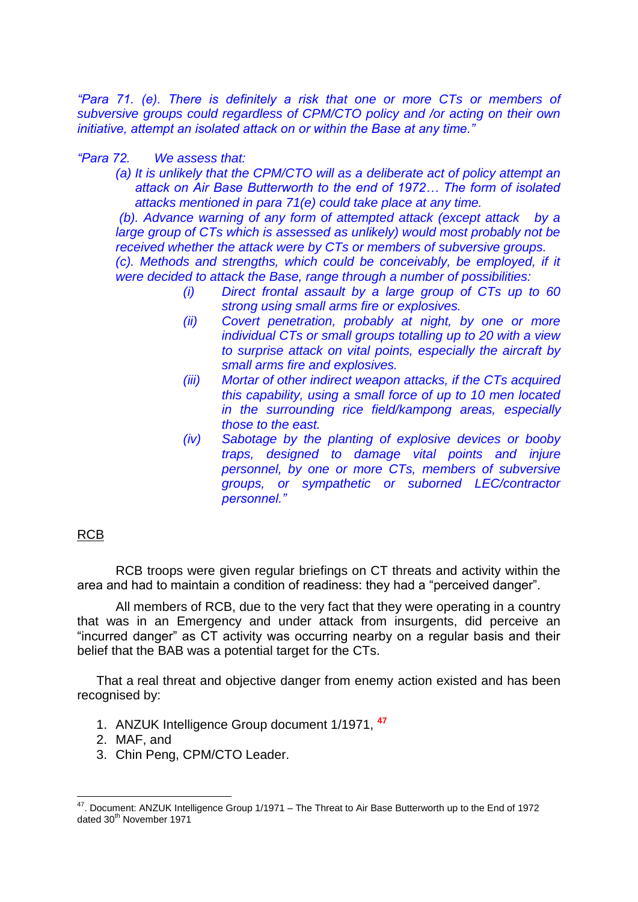*"Para 71. (e). There is definitely a risk that one or more CTs or members of subversive groups could regardless of CPM/CTO policy and /or acting on their own initiative, attempt an isolated attack on or within the Base at any time."*

*"Para 72. We assess that:*

*(a) It is unlikely that the CPM/CTO will as a deliberate act of policy attempt an attack on Air Base Butterworth to the end of 1972… The form of isolated attacks mentioned in para 71(e) could take place at any time.*

*(b). Advance warning of any form of attempted attack (except attack by a large group of CTs which is assessed as unlikely) would most probably not be received whether the attack were by CTs or members of subversive groups.*

*(c). Methods and strengths, which could be conceivably, be employed, if it were decided to attack the Base, range through a number of possibilities:*

*(i) Direct frontal assault by a large group of CTs up to 60 strong using small arms fire or explosives.*

*(ii) Covert penetration, probably at night, by one or more individual CTs or small groups totalling up to 20 with a view to surprise attack on vital points, especially the aircraft by small arms fire and explosives.*

*(iii) Mortar of other indirect weapon attacks, if the CTs acquired this capability, using a small force of up to 10 men located in the surrounding rice field/kampong areas, especially those to the east.*

*(iv) Sabotage by the planting of explosive devices or booby traps, designed to damage vital points and injure personnel, by one or more CTs, members of subversive groups, or sympathetic or suborned LEC/contractor personnel."*

## RCB

RCB troops were given regular briefings on CT threats and activity within the area and had to maintain a condition of readiness: they had a "perceived danger".

All members of RCB, due to the very fact that they were operating in a country that was in an Emergency and under attack from insurgents, did perceive an "incurred danger" as CT activity was occurring nearby on a regular basis and their belief that the BAB was a potential target for the CTs.

That a real threat and objective danger from enemy action existed and has been recognised by:

1. ANZUK Intelligence Group document 1/1971, [47]
2. MAF, and
3. Chin Peng, CPM/CTO Leader.

---

[47]. Document: ANZUK Intelligence Group 1/1971 – The Threat to Air Base Butterworth up to the End of 1972 dated 30th November 1971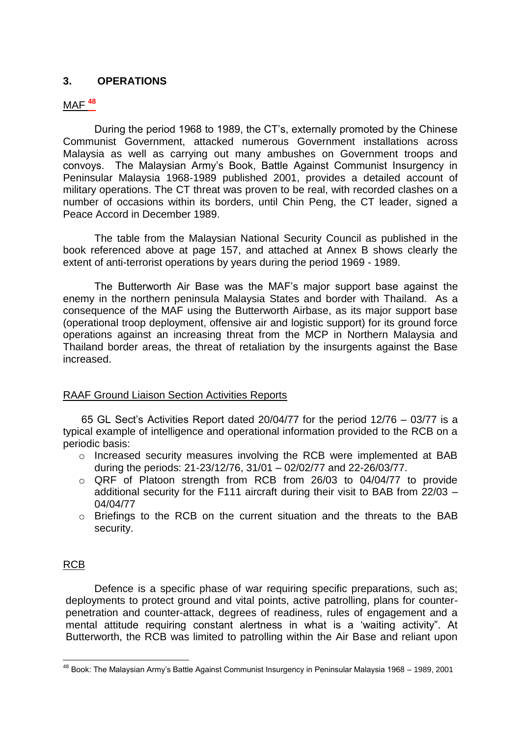## 3. OPERATIONS

MAF [48]

During the period 1968 to 1989, the CT's, externally promoted by the Chinese Communist Government, attacked numerous Government installations across Malaysia as well as carrying out many ambushes on Government troops and convoys. The Malaysian Army's Book, Battle Against Communist Insurgency in Peninsular Malaysia 1968-1989 published 2001, provides a detailed account of military operations. The CT threat was proven to be real, with recorded clashes on a number of occasions within its borders, until Chin Peng, the CT leader, signed a Peace Accord in December 1989.

The table from the Malaysian National Security Council as published in the book referenced above at page 157, and attached at Annex B shows clearly the extent of anti-terrorist operations by years during the period 1969 - 1989.

The Butterworth Air Base was the MAF's major support base against the enemy in the northern peninsula Malaysia States and border with Thailand. As a consequence of the MAF using the Butterworth Airbase, as its major support base (operational troop deployment, offensive air and logistic support) for its ground force operations against an increasing threat from the MCP in Northern Malaysia and Thailand border areas, the threat of retaliation by the insurgents against the Base increased.

RAAF Ground Liaison Section Activities Reports

65 GL Sect's Activities Report dated 20/04/77 for the period 12/76 – 03/77 is a typical example of intelligence and operational information provided to the RCB on a periodic basis:

- Increased security measures involving the RCB were implemented at BAB during the periods: 21-23/12/76, 31/01 – 02/02/77 and 22-26/03/77.
- QRF of Platoon strength from RCB from 26/03 to 04/04/77 to provide additional security for the F111 aircraft during their visit to BAB from 22/03 – 04/04/77
- Briefings to the RCB on the current situation and the threats to the BAB security.

RCB

Defence is a specific phase of war requiring specific preparations, such as; deployments to protect ground and vital points, active patrolling, plans for counter-penetration and counter-attack, degrees of readiness, rules of engagement and a mental attitude requiring constant alertness in what is a 'waiting activity". At Butterworth, the RCB was limited to patrolling within the Air Base and reliant upon

[48] Book: The Malaysian Army's Battle Against Communist Insurgency in Peninsular Malaysia 1968 – 1989, 2001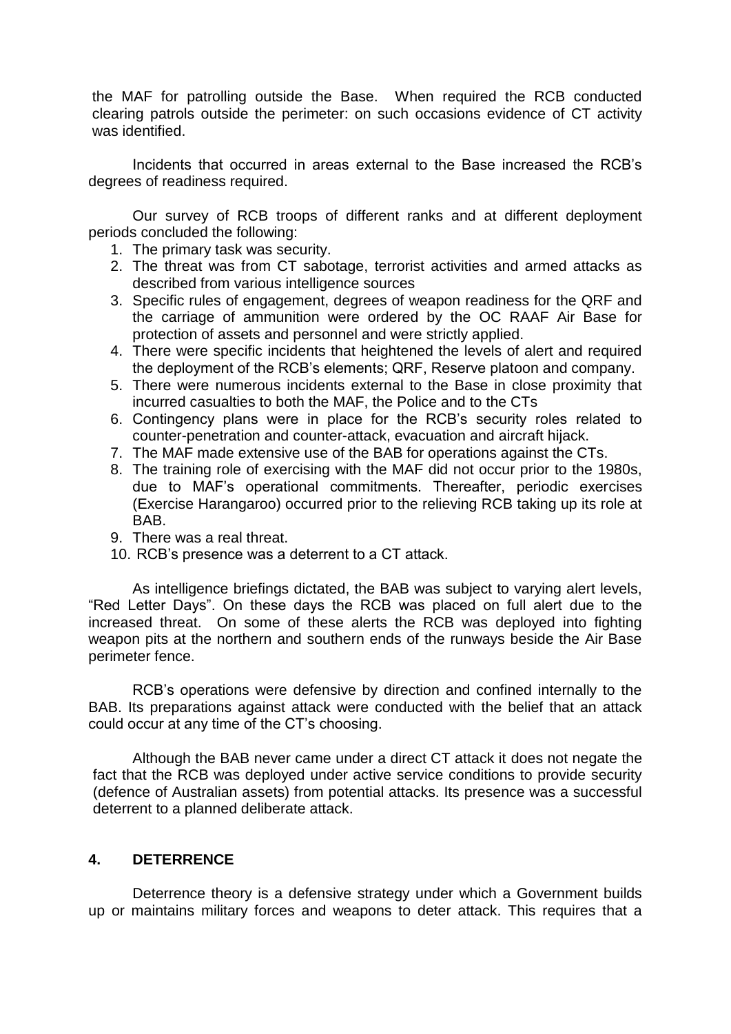the MAF for patrolling outside the Base. When required the RCB conducted clearing patrols outside the perimeter: on such occasions evidence of CT activity was identified.

Incidents that occurred in areas external to the Base increased the RCB's degrees of readiness required.

Our survey of RCB troops of different ranks and at different deployment periods concluded the following:

1. The primary task was security.
2. The threat was from CT sabotage, terrorist activities and armed attacks as described from various intelligence sources
3. Specific rules of engagement, degrees of weapon readiness for the QRF and the carriage of ammunition were ordered by the OC RAAF Air Base for protection of assets and personnel and were strictly applied.
4. There were specific incidents that heightened the levels of alert and required the deployment of the RCB's elements; QRF, Reserve platoon and company.
5. There were numerous incidents external to the Base in close proximity that incurred casualties to both the MAF, the Police and to the CTs
6. Contingency plans were in place for the RCB's security roles related to counter-penetration and counter-attack, evacuation and aircraft hijack.
7. The MAF made extensive use of the BAB for operations against the CTs.
8. The training role of exercising with the MAF did not occur prior to the 1980s, due to MAF's operational commitments. Thereafter, periodic exercises (Exercise Harangaroo) occurred prior to the relieving RCB taking up its role at BAB.
9. There was a real threat.
10. RCB's presence was a deterrent to a CT attack.

As intelligence briefings dictated, the BAB was subject to varying alert levels, "Red Letter Days". On these days the RCB was placed on full alert due to the increased threat. On some of these alerts the RCB was deployed into fighting weapon pits at the northern and southern ends of the runways beside the Air Base perimeter fence.

RCB's operations were defensive by direction and confined internally to the BAB. Its preparations against attack were conducted with the belief that an attack could occur at any time of the CT's choosing.

Although the BAB never came under a direct CT attack it does not negate the fact that the RCB was deployed under active service conditions to provide security (defence of Australian assets) from potential attacks. Its presence was a successful deterrent to a planned deliberate attack.

## 4. DETERRENCE

Deterrence theory is a defensive strategy under which a Government builds up or maintains military forces and weapons to deter attack. This requires that a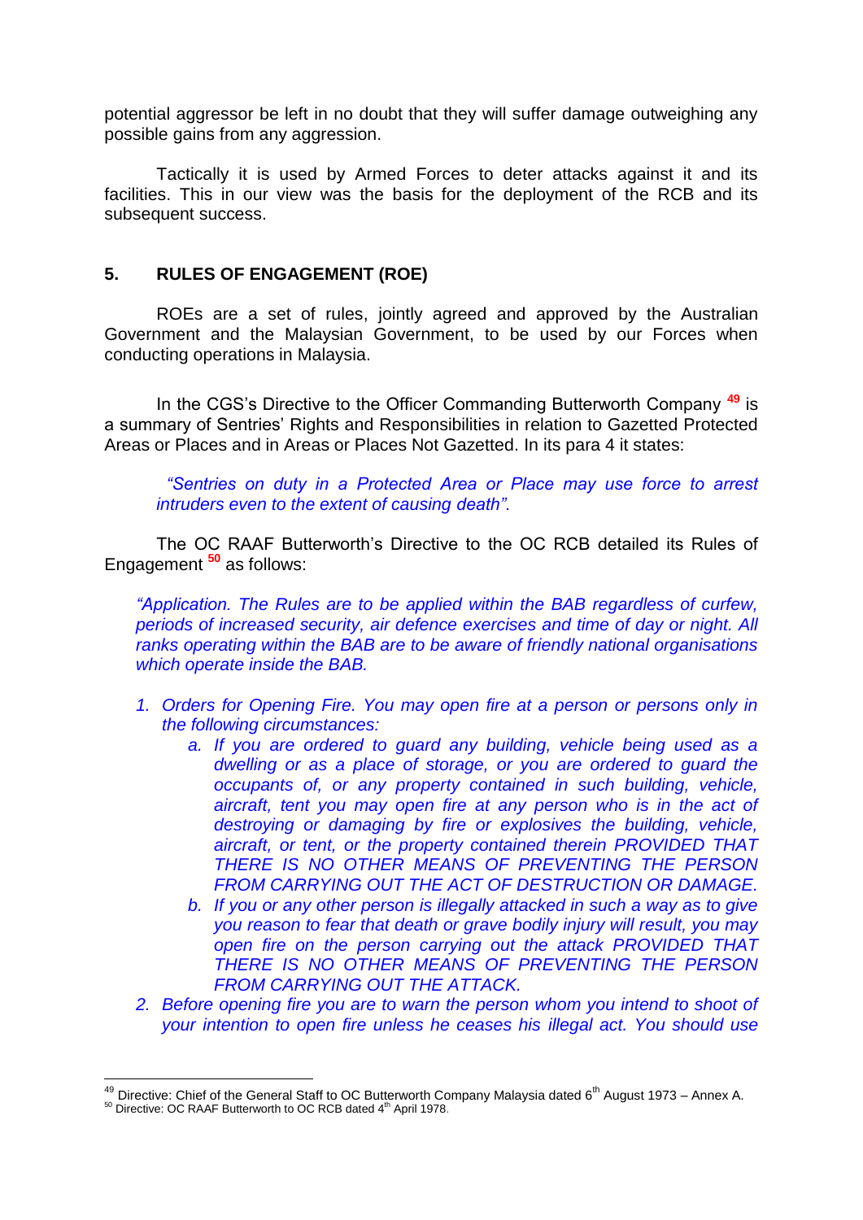potential aggressor be left in no doubt that they will suffer damage outweighing any possible gains from any aggression.

Tactically it is used by Armed Forces to deter attacks against it and its facilities. This in our view was the basis for the deployment of the RCB and its subsequent success.

## 5. RULES OF ENGAGEMENT (ROE)

ROEs are a set of rules, jointly agreed and approved by the Australian Government and the Malaysian Government, to be used by our Forces when conducting operations in Malaysia.

In the CGS's Directive to the Officer Commanding Butterworth Company [49] is a summary of Sentries' Rights and Responsibilities in relation to Gazetted Protected Areas or Places and in Areas or Places Not Gazetted. In its para 4 it states:

> *"Sentries on duty in a Protected Area or Place may use force to arrest intruders even to the extent of causing death".*

The OC RAAF Butterworth's Directive to the OC RCB detailed its Rules of Engagement [50] as follows:

*"Application. The Rules are to be applied within the BAB regardless of curfew, periods of increased security, air defence exercises and time of day or night. All ranks operating within the BAB are to be aware of friendly national organisations which operate inside the BAB.*

1. *Orders for Opening Fire. You may open fire at a person or persons only in the following circumstances:*
   a. *If you are ordered to guard any building, vehicle being used as a dwelling or as a place of storage, or you are ordered to guard the occupants of, or any property contained in such building, vehicle, aircraft, tent you may open fire at any person who is in the act of destroying or damaging by fire or explosives the building, vehicle, aircraft, or tent, or the property contained therein PROVIDED THAT THERE IS NO OTHER MEANS OF PREVENTING THE PERSON FROM CARRYING OUT THE ACT OF DESTRUCTION OR DAMAGE.*
   b. *If you or any other person is illegally attacked in such a way as to give you reason to fear that death or grave bodily injury will result, you may open fire on the person carrying out the attack PROVIDED THAT THERE IS NO OTHER MEANS OF PREVENTING THE PERSON FROM CARRYING OUT THE ATTACK.*
2. *Before opening fire you are to warn the person whom you intend to shoot of your intention to open fire unless he ceases his illegal act. You should use*

---

[49] Directive: Chief of the General Staff to OC Butterworth Company Malaysia dated 6th August 1973 – Annex A.

[50] Directive: OC RAAF Butterworth to OC RCB dated 4th April 1978.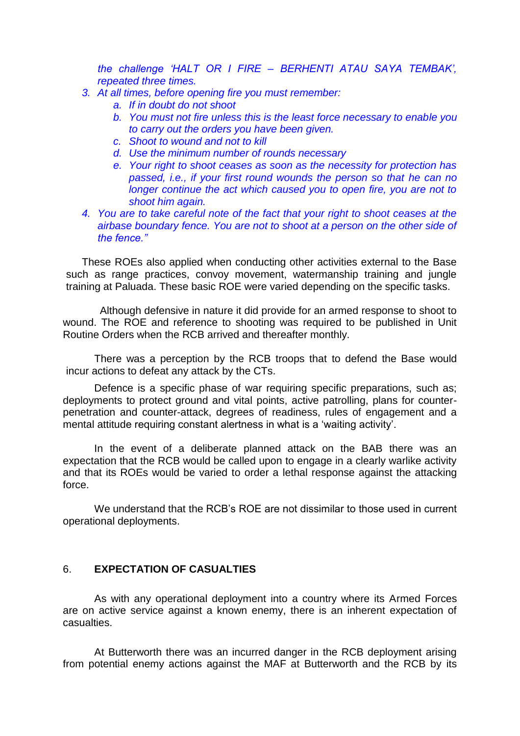*the challenge ‘HALT OR I FIRE – BERHENTI ATAU SAYA TEMBAK’, repeated three times.*

3. *At all times, before opening fire you must remember:*
    a. *If in doubt do not shoot*
    b. *You must not fire unless this is the least force necessary to enable you to carry out the orders you have been given.*
    c. *Shoot to wound and not to kill*
    d. *Use the minimum number of rounds necessary*
    e. *Your right to shoot ceases as soon as the necessity for protection has passed, i.e., if your first round wounds the person so that he can no longer continue the act which caused you to open fire, you are not to shoot him again.*
4. *You are to take careful note of the fact that your right to shoot ceases at the airbase boundary fence. You are not to shoot at a person on the other side of the fence.”*

These ROEs also applied when conducting other activities external to the Base such as range practices, convoy movement, watermanship training and jungle training at Paluada. These basic ROE were varied depending on the specific tasks.

Although defensive in nature it did provide for an armed response to shoot to wound. The ROE and reference to shooting was required to be published in Unit Routine Orders when the RCB arrived and thereafter monthly.

There was a perception by the RCB troops that to defend the Base would incur actions to defeat any attack by the CTs.

Defence is a specific phase of war requiring specific preparations, such as; deployments to protect ground and vital points, active patrolling, plans for counter-penetration and counter-attack, degrees of readiness, rules of engagement and a mental attitude requiring constant alertness in what is a ‘waiting activity’.

In the event of a deliberate planned attack on the BAB there was an expectation that the RCB would be called upon to engage in a clearly warlike activity and that its ROEs would be varied to order a lethal response against the attacking force.

We understand that the RCB’s ROE are not dissimilar to those used in current operational deployments.

## 6. **EXPECTATION OF CASUALTIES**

As with any operational deployment into a country where its Armed Forces are on active service against a known enemy, there is an inherent expectation of casualties.

At Butterworth there was an incurred danger in the RCB deployment arising from potential enemy actions against the MAF at Butterworth and the RCB by its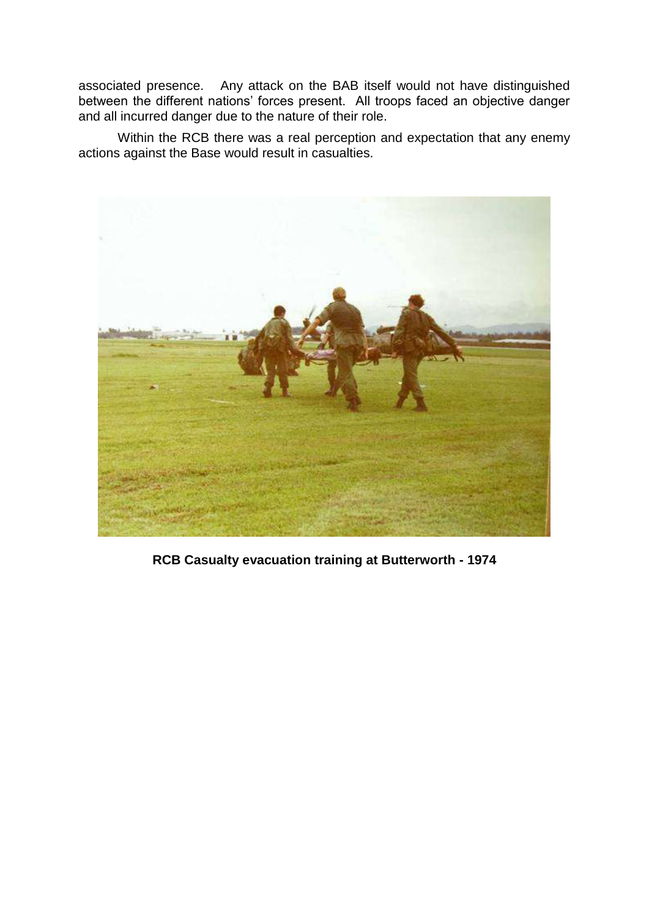associated presence. Any attack on the BAB itself would not have distinguished between the different nations' forces present. All troops faced an objective danger and all incurred danger due to the nature of their role.

Within the RCB there was a real perception and expectation that any enemy actions against the Base would result in casualties.

**RCB Casualty evacuation training at Butterworth - 1974**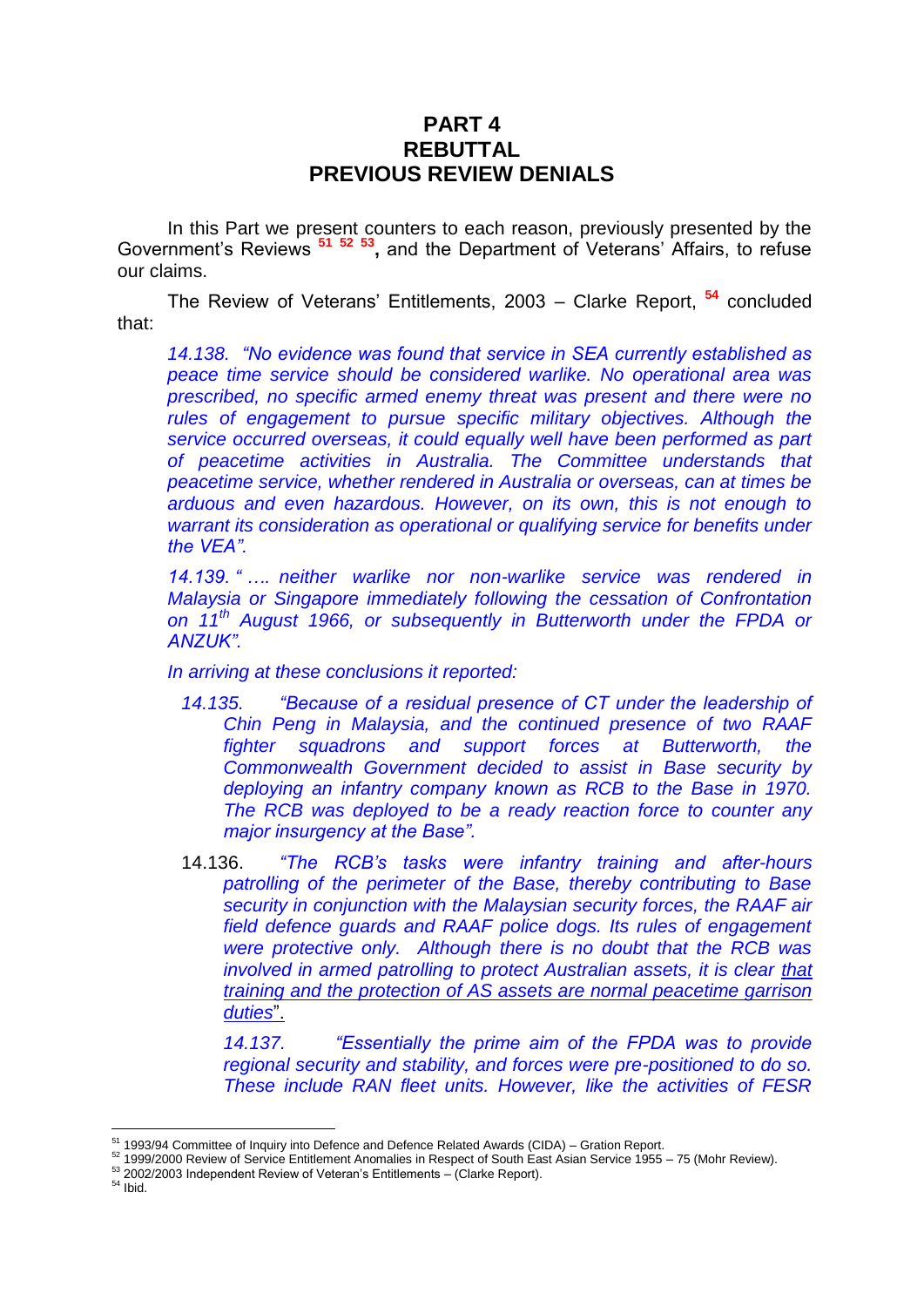# PART 4
# REBUTTAL
# PREVIOUS REVIEW DENIALS

In this Part we present counters to each reason, previously presented by the Government's Reviews [51] [52] [53], and the Department of Veterans' Affairs, to refuse our claims.

The Review of Veterans' Entitlements, 2003 – Clarke Report, [54] concluded that:

> *14.138. "No evidence was found that service in SEA currently established as peace time service should be considered warlike. No operational area was prescribed, no specific armed enemy threat was present and there were no rules of engagement to pursue specific military objectives. Although the service occurred overseas, it could equally well have been performed as part of peacetime activities in Australia. The Committee understands that peacetime service, whether rendered in Australia or overseas, can at times be arduous and even hazardous. However, on its own, this is not enough to warrant its consideration as operational or qualifying service for benefits under the VEA".*
>
> *14.139. " …. neither warlike nor non-warlike service was rendered in Malaysia or Singapore immediately following the cessation of Confrontation on 11th August 1966, or subsequently in Butterworth under the FPDA or ANZUK".*
>
> *In arriving at these conclusions it reported:*
>
> > *14.135. "Because of a residual presence of CT under the leadership of Chin Peng in Malaysia, and the continued presence of two RAAF fighter squadrons and support forces at Butterworth, the Commonwealth Government decided to assist in Base security by deploying an infantry company known as RCB to the Base in 1970. The RCB was deployed to be a ready reaction force to counter any major insurgency at the Base".*
> >
> > 14.136. *"The RCB's tasks were infantry training and after-hours patrolling of the perimeter of the Base, thereby contributing to Base security in conjunction with the Malaysian security forces, the RAAF air field defence guards and RAAF police dogs. Its rules of engagement were protective only. Although there is no doubt that the RCB was involved in armed patrolling to protect Australian assets, it is clear <u>that training and the protection of AS assets are normal peacetime garrison duties</u>".*
> >
> > *14.137. "Essentially the prime aim of the FPDA was to provide regional security and stability, and forces were pre-positioned to do so. These include RAN fleet units. However, like the activities of FESR*

---

[51] 1993/94 Committee of Inquiry into Defence and Defence Related Awards (CIDA) – Gration Report.

[52] 1999/2000 Review of Service Entitlement Anomalies in Respect of South East Asian Service 1955 – 75 (Mohr Review).

[53] 2002/2003 Independent Review of Veteran's Entitlements – (Clarke Report).

[54] Ibid.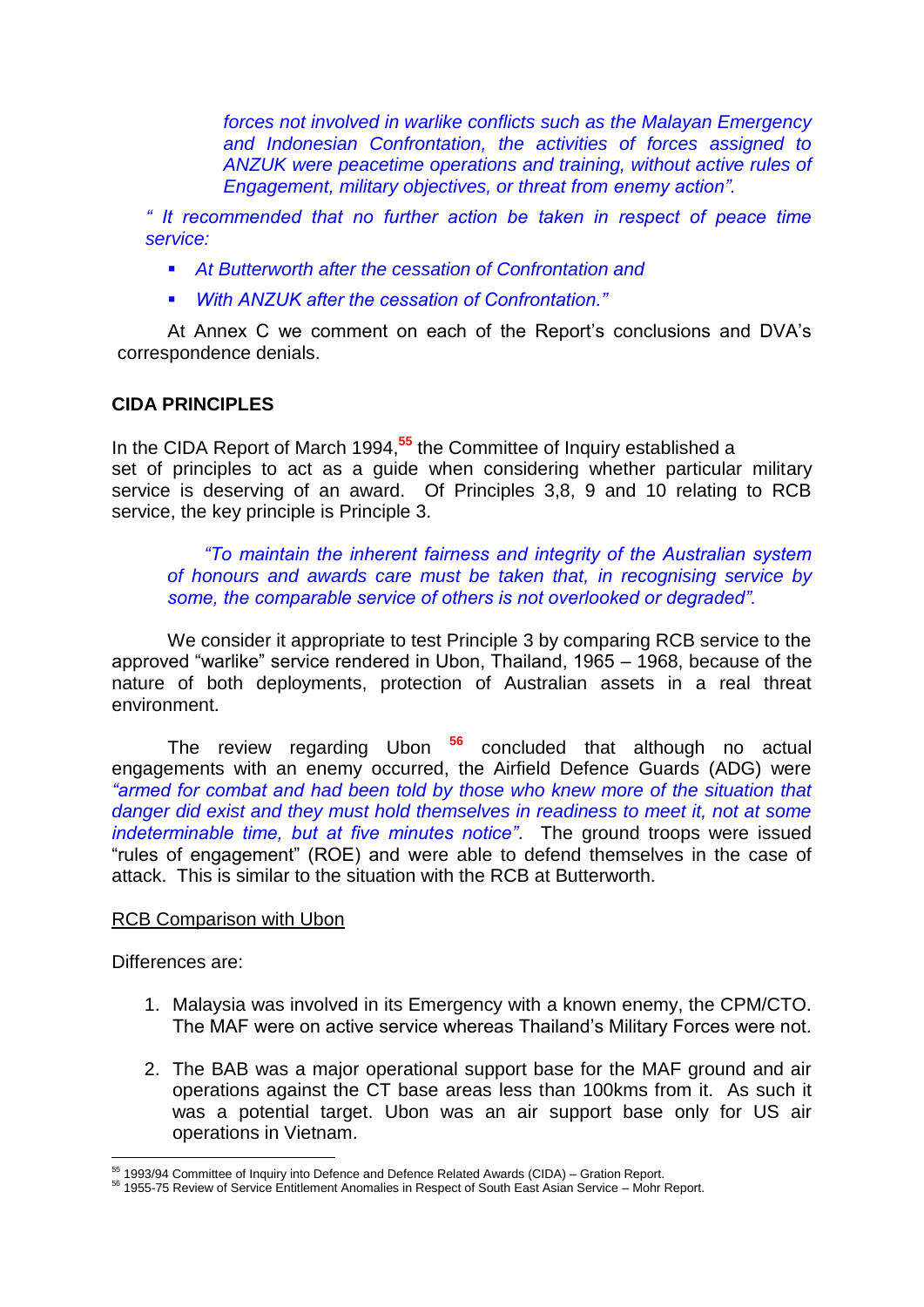*forces not involved in warlike conflicts such as the Malayan Emergency and Indonesian Confrontation, the activities of forces assigned to ANZUK were peacetime operations and training, without active rules of Engagement, military objectives, or threat from enemy action".*

*" It recommended that no further action be taken in respect of peace time service:*

- *At Butterworth after the cessation of Confrontation and*
- *With ANZUK after the cessation of Confrontation."*

At Annex C we comment on each of the Report's conclusions and DVA's correspondence denials.

## CIDA PRINCIPLES

In the CIDA Report of March 1994,[55] the Committee of Inquiry established a set of principles to act as a guide when considering whether particular military service is deserving of an award. Of Principles 3,8, 9 and 10 relating to RCB service, the key principle is Principle 3.

> *"To maintain the inherent fairness and integrity of the Australian system of honours and awards care must be taken that, in recognising service by some, the comparable service of others is not overlooked or degraded".*

We consider it appropriate to test Principle 3 by comparing RCB service to the approved "warlike" service rendered in Ubon, Thailand, 1965 – 1968, because of the nature of both deployments, protection of Australian assets in a real threat environment.

The review regarding Ubon [56] concluded that although no actual engagements with an enemy occurred, the Airfield Defence Guards (ADG) were *"armed for combat and had been told by those who knew more of the situation that danger did exist and they must hold themselves in readiness to meet it, not at some indeterminable time, but at five minutes notice".* The ground troops were issued "rules of engagement" (ROE) and were able to defend themselves in the case of attack. This is similar to the situation with the RCB at Butterworth.

<u>RCB Comparison with Ubon</u>

Differences are:

1. Malaysia was involved in its Emergency with a known enemy, the CPM/CTO. The MAF were on active service whereas Thailand's Military Forces were not.
2. The BAB was a major operational support base for the MAF ground and air operations against the CT base areas less than 100kms from it. As such it was a potential target. Ubon was an air support base only for US air operations in Vietnam.

---

[55] 1993/94 Committee of Inquiry into Defence and Defence Related Awards (CIDA) – Gration Report.
[56] 1955-75 Review of Service Entitlement Anomalies in Respect of South East Asian Service – Mohr Report.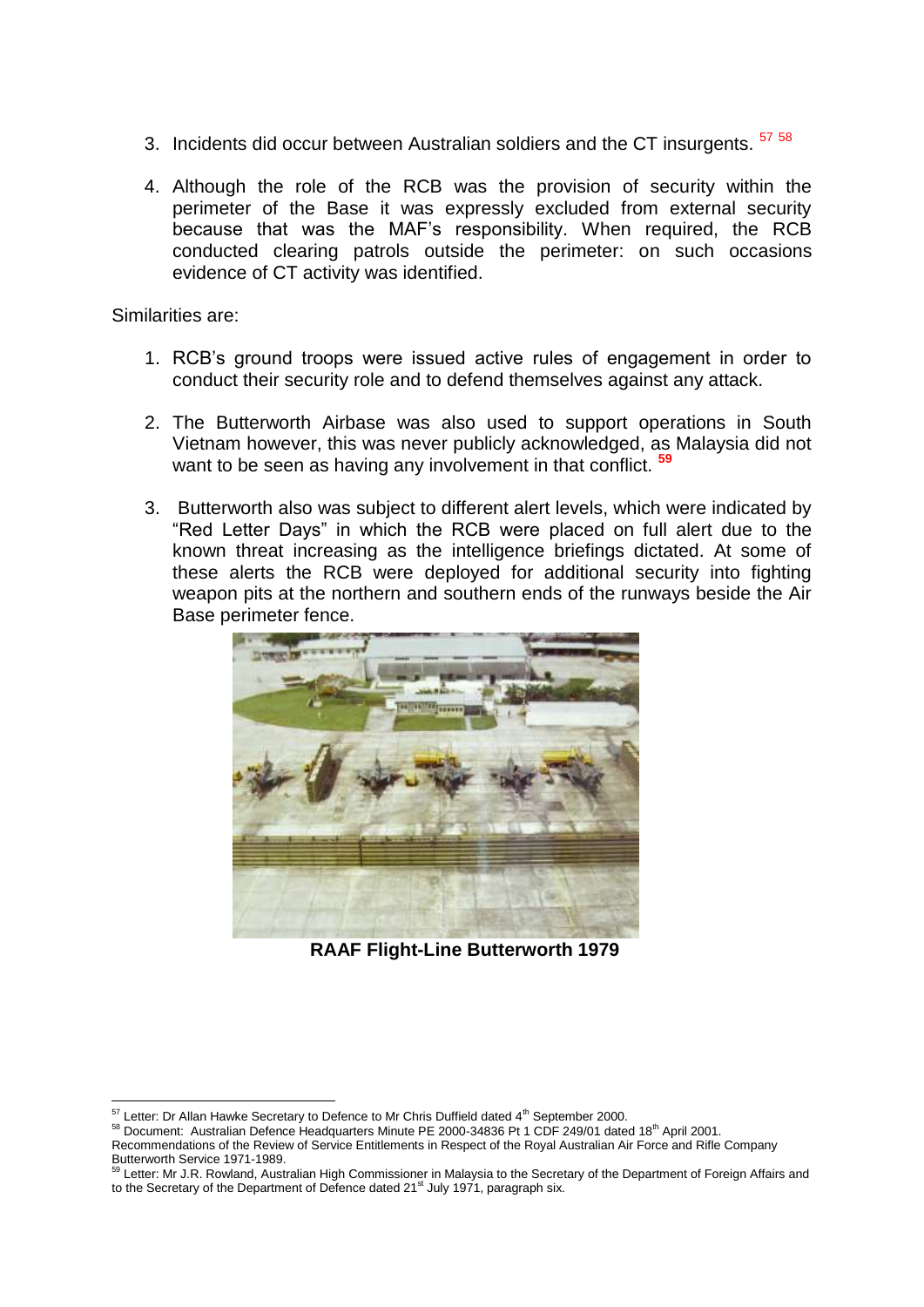3. Incidents did occur between Australian soldiers and the CT insurgents. [57] [58]

4. Although the role of the RCB was the provision of security within the perimeter of the Base it was expressly excluded from external security because that was the MAF's responsibility. When required, the RCB conducted clearing patrols outside the perimeter: on such occasions evidence of CT activity was identified.

Similarities are:

1. RCB's ground troops were issued active rules of engagement in order to conduct their security role and to defend themselves against any attack.

2. The Butterworth Airbase was also used to support operations in South Vietnam however, this was never publicly acknowledged, as Malaysia did not want to be seen as having any involvement in that conflict. [59]

3. Butterworth also was subject to different alert levels, which were indicated by "Red Letter Days" in which the RCB were placed on full alert due to the known threat increasing as the intelligence briefings dictated. At some of these alerts the RCB were deployed for additional security into fighting weapon pits at the northern and southern ends of the runways beside the Air Base perimeter fence.

**RAAF Flight-Line Butterworth 1979**

---

[57] Letter: Dr Allan Hawke Secretary to Defence to Mr Chris Duffield dated 4th September 2000.

[58] Document: Australian Defence Headquarters Minute PE 2000-34836 Pt 1 CDF 249/01 dated 18th April 2001. Recommendations of the Review of Service Entitlements in Respect of the Royal Australian Air Force and Rifle Company Butterworth Service 1971-1989.

[59] Letter: Mr J.R. Rowland, Australian High Commissioner in Malaysia to the Secretary of the Department of Foreign Affairs and to the Secretary of the Department of Defence dated 21st July 1971, paragraph six.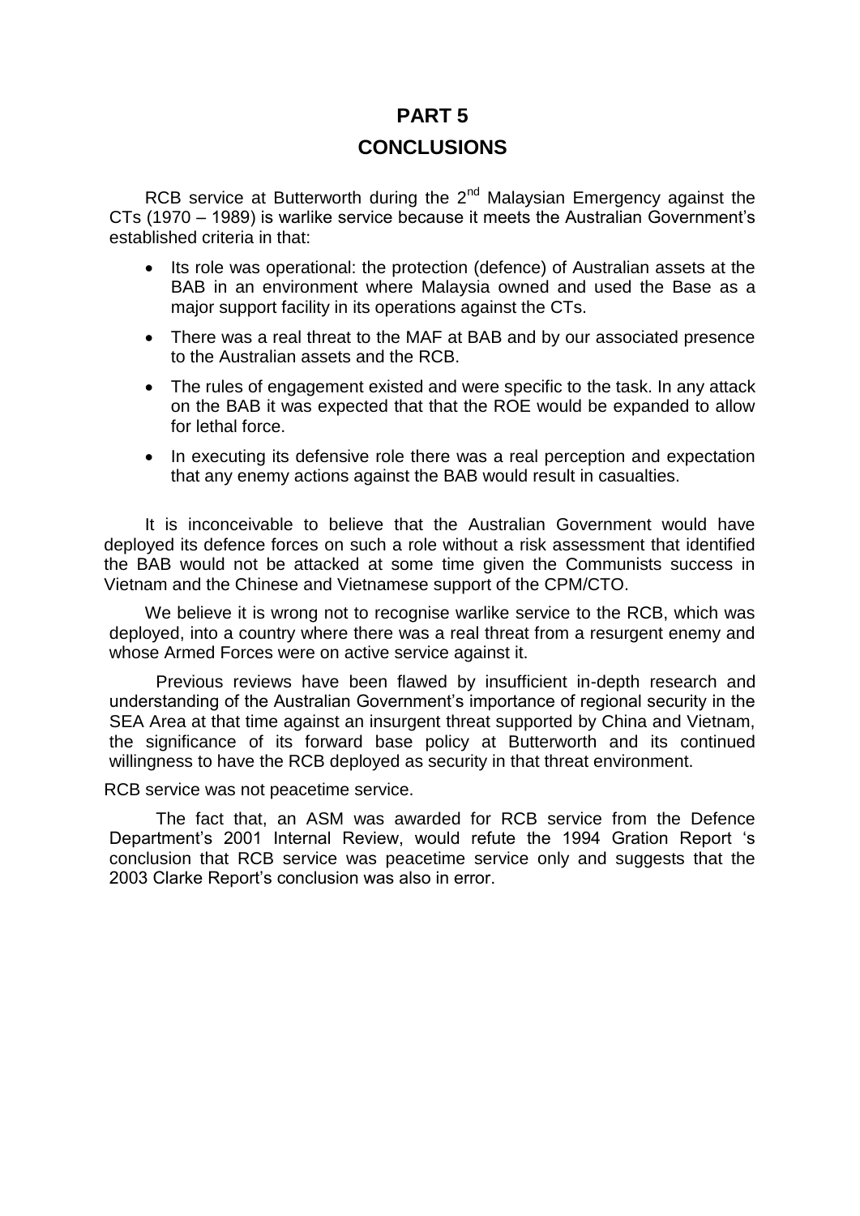# PART 5

# CONCLUSIONS

RCB service at Butterworth during the 2[nd] Malaysian Emergency against the CTs (1970 – 1989) is warlike service because it meets the Australian Government's established criteria in that:

- Its role was operational: the protection (defence) of Australian assets at the BAB in an environment where Malaysia owned and used the Base as a major support facility in its operations against the CTs.
- There was a real threat to the MAF at BAB and by our associated presence to the Australian assets and the RCB.
- The rules of engagement existed and were specific to the task. In any attack on the BAB it was expected that that the ROE would be expanded to allow for lethal force.
- In executing its defensive role there was a real perception and expectation that any enemy actions against the BAB would result in casualties.

It is inconceivable to believe that the Australian Government would have deployed its defence forces on such a role without a risk assessment that identified the BAB would not be attacked at some time given the Communists success in Vietnam and the Chinese and Vietnamese support of the CPM/CTO.

We believe it is wrong not to recognise warlike service to the RCB, which was deployed, into a country where there was a real threat from a resurgent enemy and whose Armed Forces were on active service against it.

Previous reviews have been flawed by insufficient in-depth research and understanding of the Australian Government's importance of regional security in the SEA Area at that time against an insurgent threat supported by China and Vietnam, the significance of its forward base policy at Butterworth and its continued willingness to have the RCB deployed as security in that threat environment.

RCB service was not peacetime service.

The fact that, an ASM was awarded for RCB service from the Defence Department's 2001 Internal Review, would refute the 1994 Gration Report 's conclusion that RCB service was peacetime service only and suggests that the 2003 Clarke Report's conclusion was also in error.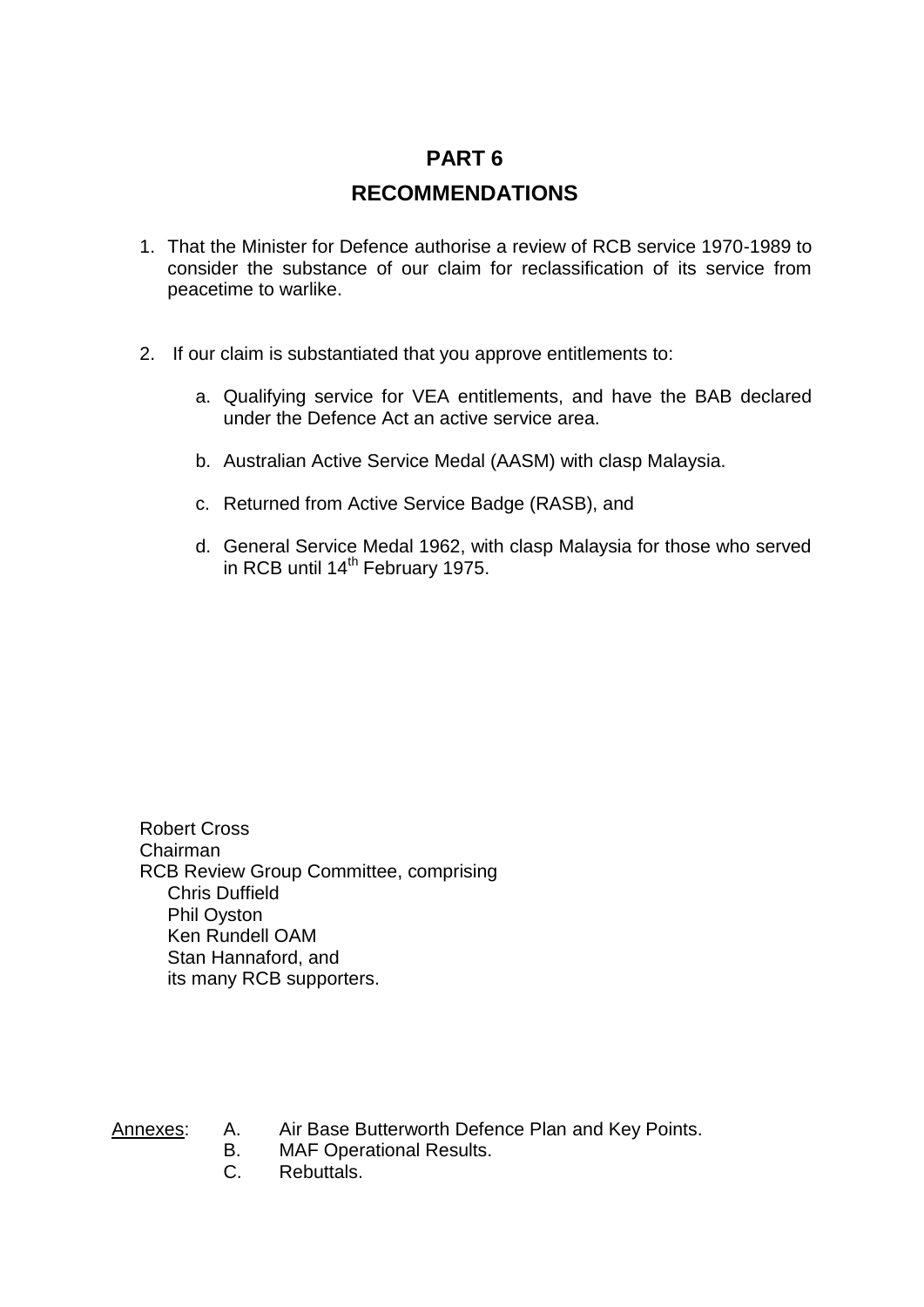# PART 6

## RECOMMENDATIONS

1. That the Minister for Defence authorise a review of RCB service 1970-1989 to consider the substance of our claim for reclassification of its service from peacetime to warlike.

2. If our claim is substantiated that you approve entitlements to:

   a. Qualifying service for VEA entitlements, and have the BAB declared under the Defence Act an active service area.

   b. Australian Active Service Medal (AASM) with clasp Malaysia.

   c. Returned from Active Service Badge (RASB), and

   d. General Service Medal 1962, with clasp Malaysia for those who served in RCB until 14th February 1975.

Robert Cross
Chairman
RCB Review Group Committee, comprising
Chris Duffield
Phil Oyston
Ken Rundell OAM
Stan Hannaford, and
its many RCB supporters.

Annexes:
A. Air Base Butterworth Defence Plan and Key Points.
B. MAF Operational Results.
C. Rebuttals.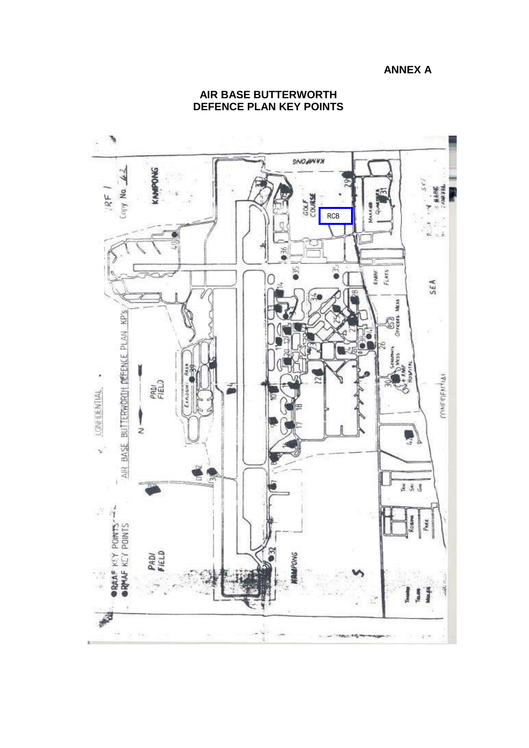**ANNEX A**

**AIR BASE BUTTERWORTH**
**DEFENCE PLAN KEY POINTS**

CONFIDENTIAL

AIR BASE BUTTERWORTH DEFENCE PLAN KP's

RF 1
Copy No. 62

● RAAF KEY POINTS
● RMAF KEY POINTS

KAMPONG

PADI FIELD

EXPLOSIVE AREA

GOLF COURSE

RCB

MARRIED QUARTERS

RMAF FLATS

OFFICERS MESS

SERGEANTS MESS + RAAF HOSPITAL

TAN SRI GIN

ROBINA PARK

TAMAN TALAN MOLEK

SEA

N

S

CONFIDENTIAL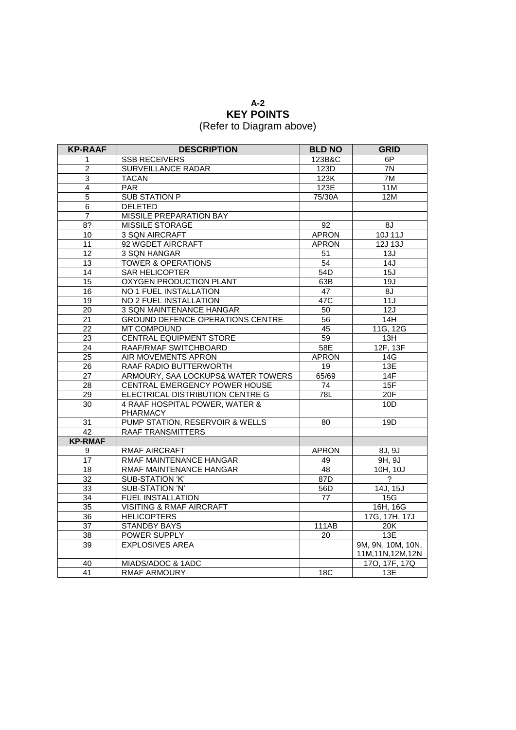**A-2**

## KEY POINTS

(Refer to Diagram above)

| KP-RAAF | DESCRIPTION | BLD NO | GRID |
|---|---|---|---|
| 1 | SSB RECEIVERS | 123B&C | 6P |
| 2 | SURVEILLANCE RADAR | 123D | 7N |
| 3 | TACAN | 123K | 7M |
| 4 | PAR | 123E | 11M |
| 5 | SUB STATION P | 75/30A | 12M |
| 6 | DELETED | | |
| 7 | MISSILE PREPARATION BAY | | |
| 8? | MISSILE STORAGE | 92 | 8J |
| 10 | 3 SQN AIRCRAFT | APRON | 10J 11J |
| 11 | 92 WGDET AIRCRAFT | APRON | 12J 13J |
| 12 | 3 SQN HANGAR | 51 | 13J |
| 13 | TOWER & OPERATIONS | 54 | 14J |
| 14 | SAR HELICOPTER | 54D | 15J |
| 15 | OXYGEN PRODUCTION PLANT | 63B | 19J |
| 16 | NO 1 FUEL INSTALLATION | 47 | 8J |
| 19 | NO 2 FUEL INSTALLATION | 47C | 11J |
| 20 | 3 SQN MAINTENANCE HANGAR | 50 | 12J |
| 21 | GROUND DEFENCE OPERATIONS CENTRE | 56 | 14H |
| 22 | MT COMPOUND | 45 | 11G, 12G |
| 23 | CENTRAL EQUIPMENT STORE | 59 | 13H |
| 24 | RAAF/RMAF SWITCHBOARD | 58E | 12F, 13F |
| 25 | AIR MOVEMENTS APRON | APRON | 14G |
| 26 | RAAF RADIO BUTTERWORTH | 19 | 13E |
| 27 | ARMOURY, SAA LOCKUPS& WATER TOWERS | 65/69 | 14F |
| 28 | CENTRAL EMERGENCY POWER HOUSE | 74 | 15F |
| 29 | ELECTRICAL DISTRIBUTION CENTRE G | 78L | 20F |
| 30 | 4 RAAF HOSPITAL POWER, WATER & PHARMACY | | 10D |
| 31 | PUMP STATION, RESERVOIR & WELLS | 80 | 19D |
| 42 | RAAF TRANSMITTERS | | |
| **KP-RMAF** | | | |
| 9 | RMAF AIRCRAFT | APRON | 8J, 9J |
| 17 | RMAF MAINTENANCE HANGAR | 49 | 9H, 9J |
| 18 | RMAF MAINTENANCE HANGAR | 48 | 10H, 10J |
| 32 | SUB-STATION 'K' | 87D | ? |
| 33 | SUB-STATION 'N' | 56D | 14J, 15J |
| 34 | FUEL INSTALLATION | 77 | 15G |
| 35 | VISITING & RMAF AIRCRAFT | | 16H, 16G |
| 36 | HELICOPTERS | | 17G, 17H, 17J |
| 37 | STANDBY BAYS | 111AB | 20K |
| 38 | POWER SUPPLY | 20 | 13E |
| 39 | EXPLOSIVES AREA | | 9M, 9N, 10M, 10N, 11M,11N,12M,12N |
| 40 | MIADS/ADOC & 1ADC | | 17O, 17F, 17Q |
| 41 | RMAF ARMOURY | 18C | 13E |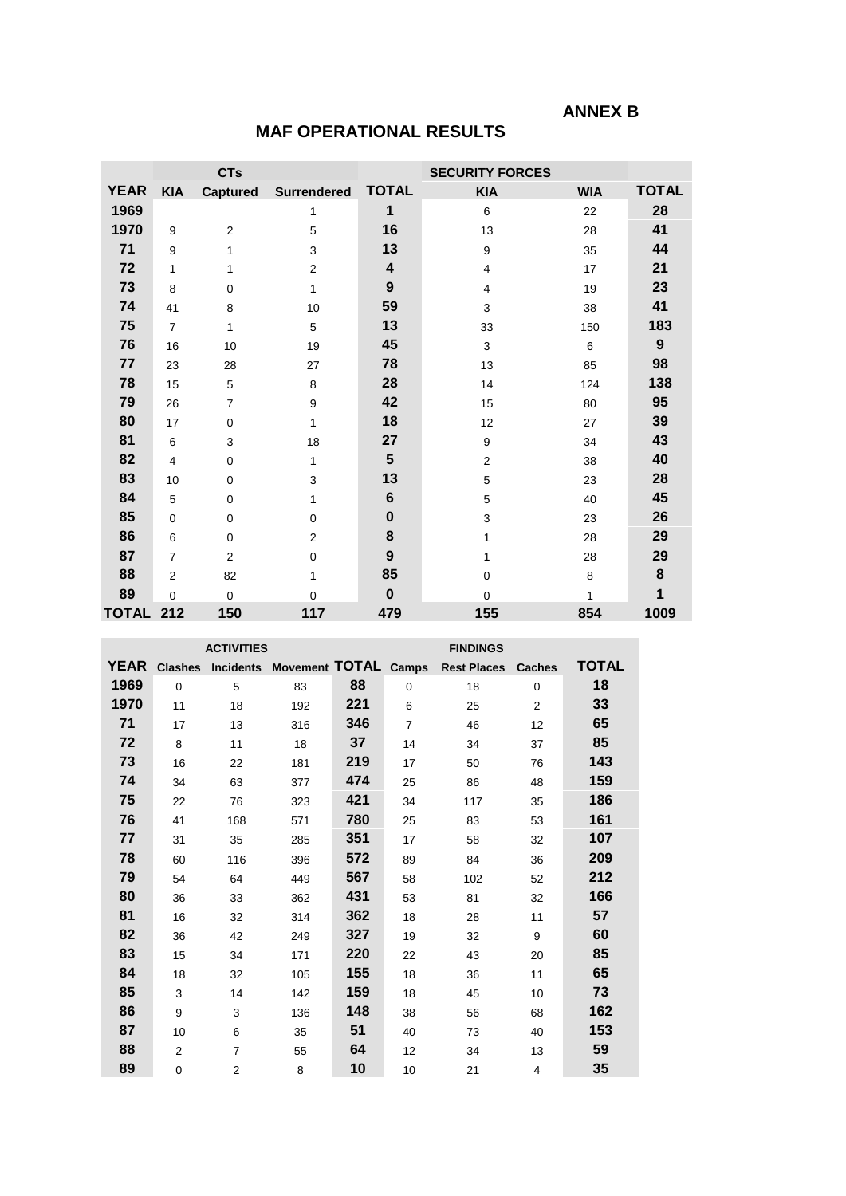**ANNEX B**

## MAF OPERATIONAL RESULTS

| | CTs | | | | SECURITY FORCES | | |
|---|---|---|---|---|---|---|---|
| YEAR | KIA | Captured | Surrendered | TOTAL | KIA | WIA | TOTAL |
| 1969 | | | 1 | 1 | 6 | 22 | 28 |
| 1970 | 9 | 2 | 5 | 16 | 13 | 28 | 41 |
| 71 | 9 | 1 | 3 | 13 | 9 | 35 | 44 |
| 72 | 1 | 1 | 2 | 4 | 4 | 17 | 21 |
| 73 | 8 | 0 | 1 | 9 | 4 | 19 | 23 |
| 74 | 41 | 8 | 10 | 59 | 3 | 38 | 41 |
| 75 | 7 | 1 | 5 | 13 | 33 | 150 | 183 |
| 76 | 16 | 10 | 19 | 45 | 3 | 6 | 9 |
| 77 | 23 | 28 | 27 | 78 | 13 | 85 | 98 |
| 78 | 15 | 5 | 8 | 28 | 14 | 124 | 138 |
| 79 | 26 | 7 | 9 | 42 | 15 | 80 | 95 |
| 80 | 17 | 0 | 1 | 18 | 12 | 27 | 39 |
| 81 | 6 | 3 | 18 | 27 | 9 | 34 | 43 |
| 82 | 4 | 0 | 1 | 5 | 2 | 38 | 40 |
| 83 | 10 | 0 | 3 | 13 | 5 | 23 | 28 |
| 84 | 5 | 0 | 1 | 6 | 5 | 40 | 45 |
| 85 | 0 | 0 | 0 | 0 | 3 | 23 | 26 |
| 86 | 6 | 0 | 2 | 8 | 1 | 28 | 29 |
| 87 | 7 | 2 | 0 | 9 | 1 | 28 | 29 |
| 88 | 2 | 82 | 1 | 85 | 0 | 8 | 8 |
| 89 | 0 | 0 | 0 | 0 | 0 | 1 | 1 |
| TOTAL | 212 | 150 | 117 | 479 | 155 | 854 | 1009 |

| | ACTIVITIES | | | | FINDINGS | | | |
|---|---|---|---|---|---|---|---|---|
| YEAR | Clashes | Incidents | Movement | TOTAL | Camps | Rest Places | Caches | TOTAL |
| 1969 | 0 | 5 | 83 | 88 | 0 | 18 | 0 | 18 |
| 1970 | 11 | 18 | 192 | 221 | 6 | 25 | 2 | 33 |
| 71 | 17 | 13 | 316 | 346 | 7 | 46 | 12 | 65 |
| 72 | 8 | 11 | 18 | 37 | 14 | 34 | 37 | 85 |
| 73 | 16 | 22 | 181 | 219 | 17 | 50 | 76 | 143 |
| 74 | 34 | 63 | 377 | 474 | 25 | 86 | 48 | 159 |
| 75 | 22 | 76 | 323 | 421 | 34 | 117 | 35 | 186 |
| 76 | 41 | 168 | 571 | 780 | 25 | 83 | 53 | 161 |
| 77 | 31 | 35 | 285 | 351 | 17 | 58 | 32 | 107 |
| 78 | 60 | 116 | 396 | 572 | 89 | 84 | 36 | 209 |
| 79 | 54 | 64 | 449 | 567 | 58 | 102 | 52 | 212 |
| 80 | 36 | 33 | 362 | 431 | 53 | 81 | 32 | 166 |
| 81 | 16 | 32 | 314 | 362 | 18 | 28 | 11 | 57 |
| 82 | 36 | 42 | 249 | 327 | 19 | 32 | 9 | 60 |
| 83 | 15 | 34 | 171 | 220 | 22 | 43 | 20 | 85 |
| 84 | 18 | 32 | 105 | 155 | 18 | 36 | 11 | 65 |
| 85 | 3 | 14 | 142 | 159 | 18 | 45 | 10 | 73 |
| 86 | 9 | 3 | 136 | 148 | 38 | 56 | 68 | 162 |
| 87 | 10 | 6 | 35 | 51 | 40 | 73 | 40 | 153 |
| 88 | 2 | 7 | 55 | 64 | 12 | 34 | 13 | 59 |
| 89 | 0 | 2 | 8 | 10 | 10 | 21 | 4 | 35 |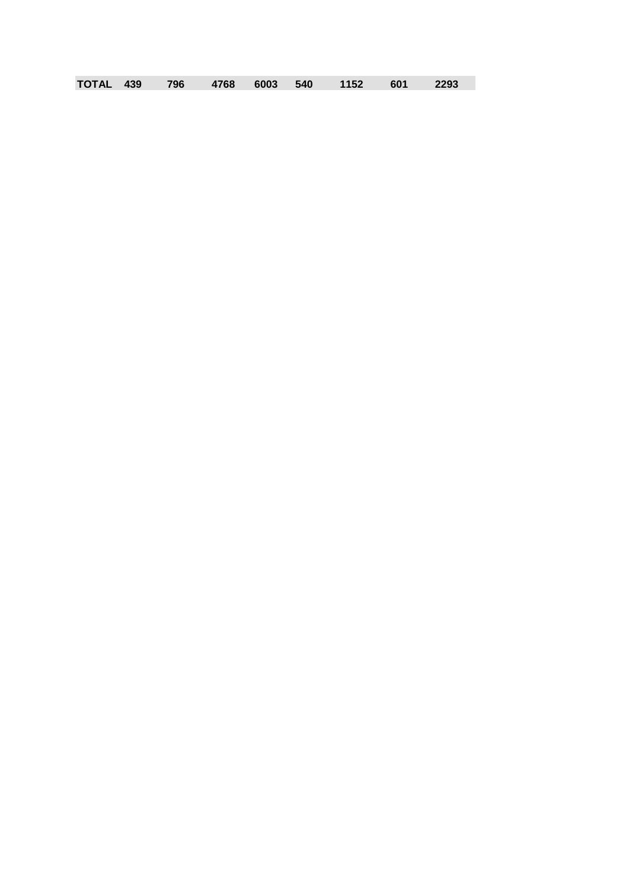| | | | | | | | | |
|---|---|---|---|---|---|---|---|---|
| **TOTAL** | **439** | **796** | **4768** | **6003** | **540** | **1152** | **601** | **2293** |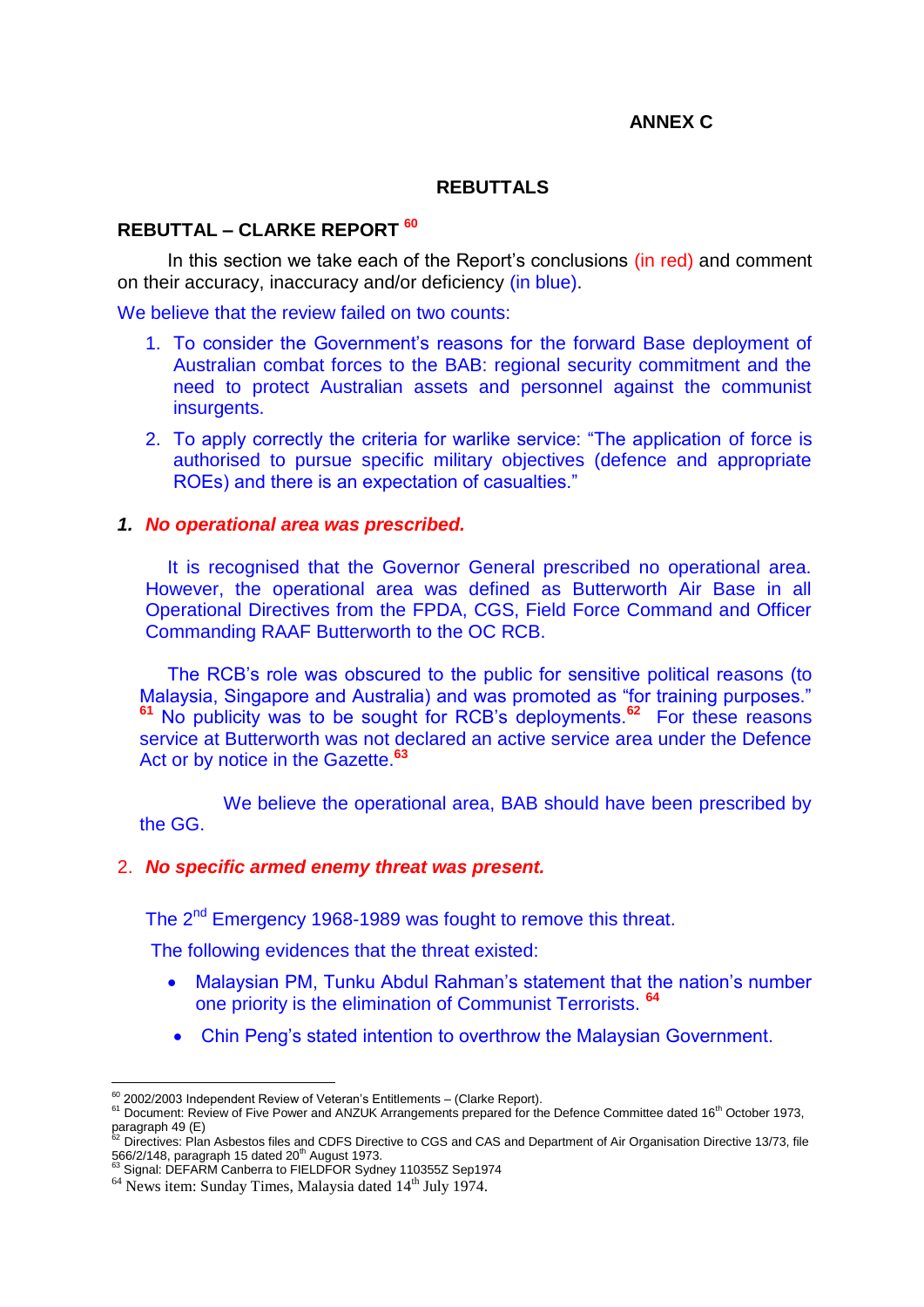**ANNEX C**

## REBUTTALS

### REBUTTAL – CLARKE REPORT [60]

In this section we take each of the Report's conclusions (in red) and comment on their accuracy, inaccuracy and/or deficiency (in blue).

We believe that the review failed on two counts:

1. To consider the Government's reasons for the forward Base deployment of Australian combat forces to the BAB: regional security commitment and the need to protect Australian assets and personnel against the communist insurgents.
2. To apply correctly the criteria for warlike service: "The application of force is authorised to pursue specific military objectives (defence and appropriate ROEs) and there is an expectation of casualties."

***1. No operational area was prescribed.***

It is recognised that the Governor General prescribed no operational area. However, the operational area was defined as Butterworth Air Base in all Operational Directives from the FPDA, CGS, Field Force Command and Officer Commanding RAAF Butterworth to the OC RCB.

The RCB's role was obscured to the public for sensitive political reasons (to Malaysia, Singapore and Australia) and was promoted as "for training purposes." [61] No publicity was to be sought for RCB's deployments.[62] For these reasons service at Butterworth was not declared an active service area under the Defence Act or by notice in the Gazette.[63]

We believe the operational area, BAB should have been prescribed by the GG.

2. ***No specific armed enemy threat was present.***

The 2nd Emergency 1968-1989 was fought to remove this threat.

The following evidences that the threat existed:

- Malaysian PM, Tunku Abdul Rahman's statement that the nation's number one priority is the elimination of Communist Terrorists. [64]
- Chin Peng's stated intention to overthrow the Malaysian Government.

---

[60] 2002/2003 Independent Review of Veteran's Entitlements – (Clarke Report).

[61] Document: Review of Five Power and ANZUK Arrangements prepared for the Defence Committee dated 16th October 1973, paragraph 49 (E)

[62] Directives: Plan Asbestos files and CDFS Directive to CGS and CAS and Department of Air Organisation Directive 13/73, file 566/2/148, paragraph 15 dated 20th August 1973.

[63] Signal: DEFARM Canberra to FIELDFOR Sydney 110355Z Sep1974

[64] News item: Sunday Times, Malaysia dated 14th July 1974.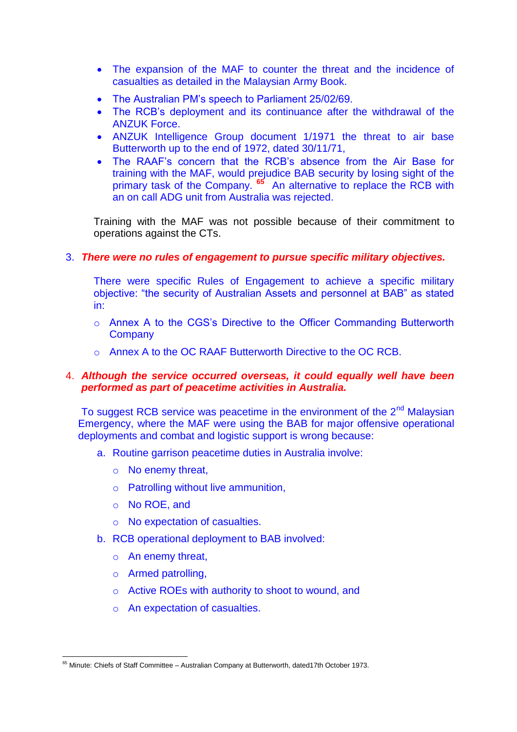- The expansion of the MAF to counter the threat and the incidence of casualties as detailed in the Malaysian Army Book.
- The Australian PM's speech to Parliament 25/02/69.
- The RCB's deployment and its continuance after the withdrawal of the ANZUK Force.
- ANZUK Intelligence Group document 1/1971 the threat to air base Butterworth up to the end of 1972, dated 30/11/71,
- The RAAF's concern that the RCB's absence from the Air Base for training with the MAF, would prejudice BAB security by losing sight of the primary task of the Company. [65] An alternative to replace the RCB with an on call ADG unit from Australia was rejected.

Training with the MAF was not possible because of their commitment to operations against the CTs.

3. ***There were no rules of engagement to pursue specific military objectives.***

   There were specific Rules of Engagement to achieve a specific military objective: "the security of Australian Assets and personnel at BAB" as stated in:

   - Annex A to the CGS's Directive to the Officer Commanding Butterworth Company
   - Annex A to the OC RAAF Butterworth Directive to the OC RCB.

4. ***Although the service occurred overseas, it could equally well have been performed as part of peacetime activities in Australia.***

   To suggest RCB service was peacetime in the environment of the 2nd Malaysian Emergency, where the MAF were using the BAB for major offensive operational deployments and combat and logistic support is wrong because:

   a. Routine garrison peacetime duties in Australia involve:
      - No enemy threat,
      - Patrolling without live ammunition,
      - No ROE, and
      - No expectation of casualties.

   b. RCB operational deployment to BAB involved:
      - An enemy threat,
      - Armed patrolling,
      - Active ROEs with authority to shoot to wound, and
      - An expectation of casualties.

[65] Minute: Chiefs of Staff Committee – Australian Company at Butterworth, dated17th October 1973.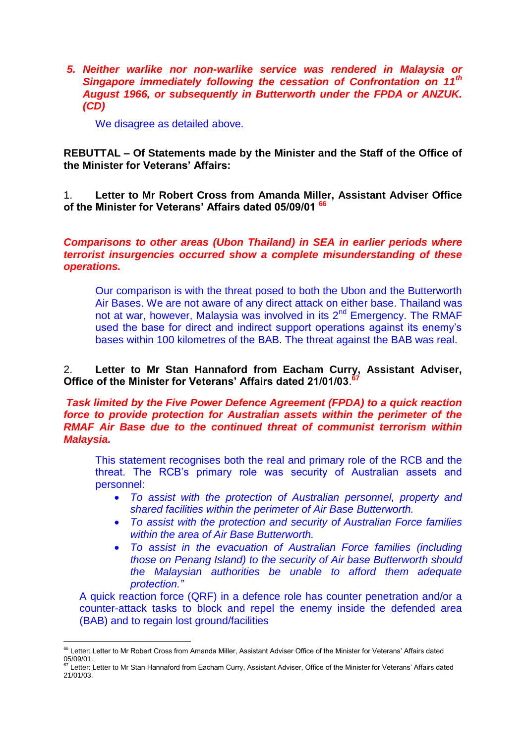*5. **Neither warlike nor non-warlike service was rendered in Malaysia or Singapore immediately following the cessation of Confrontation on 11th August 1966, or subsequently in Butterworth under the FPDA or ANZUK. (CD)***

We disagree as detailed above.

**REBUTTAL – Of Statements made by the Minister and the Staff of the Office of the Minister for Veterans' Affairs:**

1. **Letter to Mr Robert Cross from Amanda Miller, Assistant Adviser Office of the Minister for Veterans' Affairs dated 05/09/01** [66]

***Comparisons to other areas (Ubon Thailand) in SEA in earlier periods where terrorist insurgencies occurred show a complete misunderstanding of these operations.***

Our comparison is with the threat posed to both the Ubon and the Butterworth Air Bases. We are not aware of any direct attack on either base. Thailand was not at war, however, Malaysia was involved in its 2nd Emergency. The RMAF used the base for direct and indirect support operations against its enemy's bases within 100 kilometres of the BAB. The threat against the BAB was real.

2. **Letter to Mr Stan Hannaford from Eacham Curry, Assistant Adviser, Office of the Minister for Veterans' Affairs dated 21/01/03**.[67]

***Task limited by the Five Power Defence Agreement (FPDA) to a quick reaction force to provide protection for Australian assets within the perimeter of the RMAF Air Base due to the continued threat of communist terrorism within Malaysia.***

This statement recognises both the real and primary role of the RCB and the threat. The RCB's primary role was security of Australian assets and personnel:

- *To assist with the protection of Australian personnel, property and shared facilities within the perimeter of Air Base Butterworth.*
- *To assist with the protection and security of Australian Force families within the area of Air Base Butterworth.*
- *To assist in the evacuation of Australian Force families (including those on Penang Island) to the security of Air base Butterworth should the Malaysian authorities be unable to afford them adequate protection."*

A quick reaction force (QRF) in a defence role has counter penetration and/or a counter-attack tasks to block and repel the enemy inside the defended area (BAB) and to regain lost ground/facilities

---

[66] Letter: Letter to Mr Robert Cross from Amanda Miller, Assistant Adviser Office of the Minister for Veterans' Affairs dated 05/09/01.

[67] Letter: Letter to Mr Stan Hannaford from Eacham Curry, Assistant Adviser, Office of the Minister for Veterans' Affairs dated 21/01/03.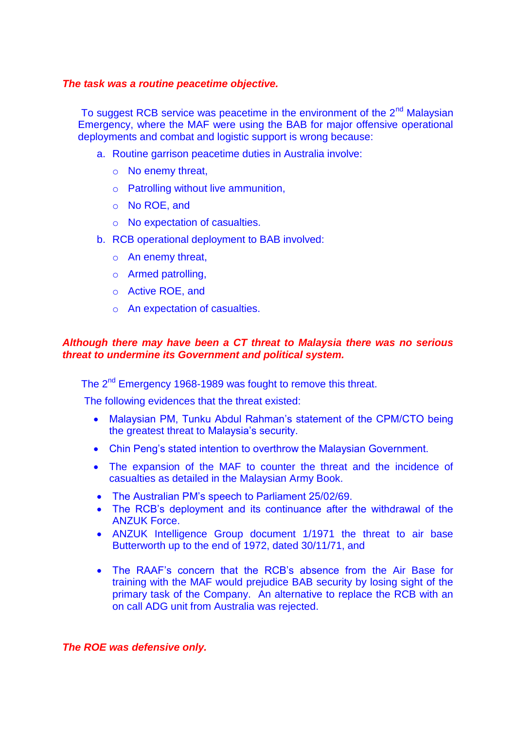***The task was a routine peacetime objective.***

To suggest RCB service was peacetime in the environment of the 2nd Malaysian Emergency, where the MAF were using the BAB for major offensive operational deployments and combat and logistic support is wrong because:

a. Routine garrison peacetime duties in Australia involve:
   - No enemy threat,
   - Patrolling without live ammunition,
   - No ROE, and
   - No expectation of casualties.

b. RCB operational deployment to BAB involved:
   - An enemy threat,
   - Armed patrolling,
   - Active ROE, and
   - An expectation of casualties.

***Although there may have been a CT threat to Malaysia there was no serious threat to undermine its Government and political system.***

The 2nd Emergency 1968-1989 was fought to remove this threat.

The following evidences that the threat existed:

- Malaysian PM, Tunku Abdul Rahman's statement of the CPM/CTO being the greatest threat to Malaysia's security.
- Chin Peng's stated intention to overthrow the Malaysian Government.
- The expansion of the MAF to counter the threat and the incidence of casualties as detailed in the Malaysian Army Book.
- The Australian PM's speech to Parliament 25/02/69.
- The RCB's deployment and its continuance after the withdrawal of the ANZUK Force.
- ANZUK Intelligence Group document 1/1971 the threat to air base Butterworth up to the end of 1972, dated 30/11/71, and
- The RAAF's concern that the RCB's absence from the Air Base for training with the MAF would prejudice BAB security by losing sight of the primary task of the Company. An alternative to replace the RCB with an on call ADG unit from Australia was rejected.

***The ROE was defensive only.***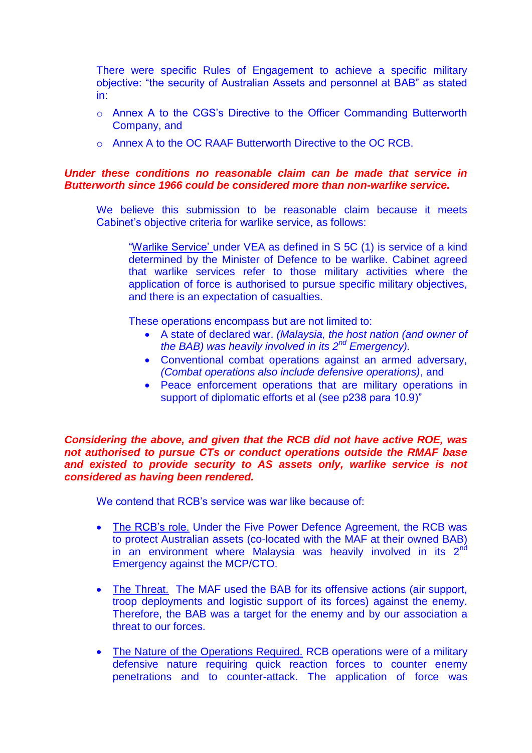There were specific Rules of Engagement to achieve a specific military objective: "the security of Australian Assets and personnel at BAB" as stated in:

- Annex A to the CGS's Directive to the Officer Commanding Butterworth Company, and
- Annex A to the OC RAAF Butterworth Directive to the OC RCB.

***Under these conditions no reasonable claim can be made that service in Butterworth since 1966 could be considered more than non-warlike service.***

We believe this submission to be reasonable claim because it meets Cabinet's objective criteria for warlike service, as follows:

> "Warlike Service" under VEA as defined in S 5C (1) is service of a kind determined by the Minister of Defence to be warlike. Cabinet agreed that warlike services refer to those military activities where the application of force is authorised to pursue specific military objectives, and there is an expectation of casualties.
>
> These operations encompass but are not limited to:
>
> - A state of declared war. *(Malaysia, the host nation (and owner of the BAB) was heavily involved in its 2nd Emergency).*
> - Conventional combat operations against an armed adversary, *(Combat operations also include defensive operations)*, and
> - Peace enforcement operations that are military operations in support of diplomatic efforts et al (see p238 para 10.9)"

***Considering the above, and given that the RCB did not have active ROE, was not authorised to pursue CTs or conduct operations outside the RMAF base and existed to provide security to AS assets only, warlike service is not considered as having been rendered.***

We contend that RCB's service was war like because of:

- The RCB's role. Under the Five Power Defence Agreement, the RCB was to protect Australian assets (co-located with the MAF at their owned BAB) in an environment where Malaysia was heavily involved in its 2nd Emergency against the MCP/CTO.

- The Threat. The MAF used the BAB for its offensive actions (air support, troop deployments and logistic support of its forces) against the enemy. Therefore, the BAB was a target for the enemy and by our association a threat to our forces.

- The Nature of the Operations Required. RCB operations were of a military defensive nature requiring quick reaction forces to counter enemy penetrations and to counter-attack. The application of force was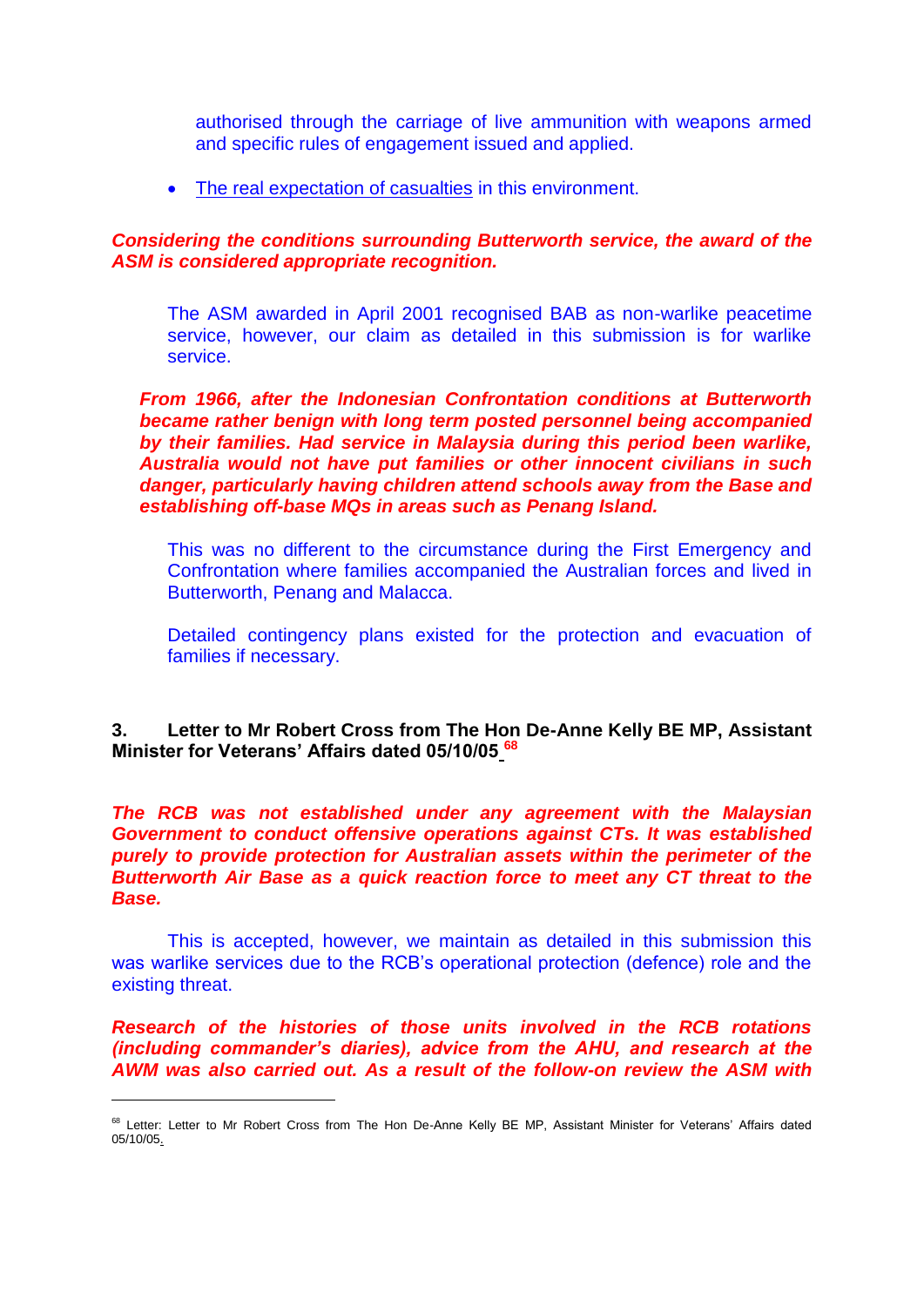authorised through the carriage of live ammunition with weapons armed and specific rules of engagement issued and applied.

- The real expectation of casualties in this environment.

***Considering the conditions surrounding Butterworth service, the award of the ASM is considered appropriate recognition.***

The ASM awarded in April 2001 recognised BAB as non-warlike peacetime service, however, our claim as detailed in this submission is for warlike service.

***From 1966, after the Indonesian Confrontation conditions at Butterworth became rather benign with long term posted personnel being accompanied by their families. Had service in Malaysia during this period been warlike, Australia would not have put families or other innocent civilians in such danger, particularly having children attend schools away from the Base and establishing off-base MQs in areas such as Penang Island.***

This was no different to the circumstance during the First Emergency and Confrontation where families accompanied the Australian forces and lived in Butterworth, Penang and Malacca.

Detailed contingency plans existed for the protection and evacuation of families if necessary.

### 3. Letter to Mr Robert Cross from The Hon De-Anne Kelly BE MP, Assistant Minister for Veterans' Affairs dated 05/10/05 [68]

***The RCB was not established under any agreement with the Malaysian Government to conduct offensive operations against CTs. It was established purely to provide protection for Australian assets within the perimeter of the Butterworth Air Base as a quick reaction force to meet any CT threat to the Base.***

This is accepted, however, we maintain as detailed in this submission this was warlike services due to the RCB's operational protection (defence) role and the existing threat.

***Research of the histories of those units involved in the RCB rotations (including commander's diaries), advice from the AHU, and research at the AWM was also carried out. As a result of the follow-on review the ASM with***

[68] Letter: Letter to Mr Robert Cross from The Hon De-Anne Kelly BE MP, Assistant Minister for Veterans' Affairs dated 05/10/05.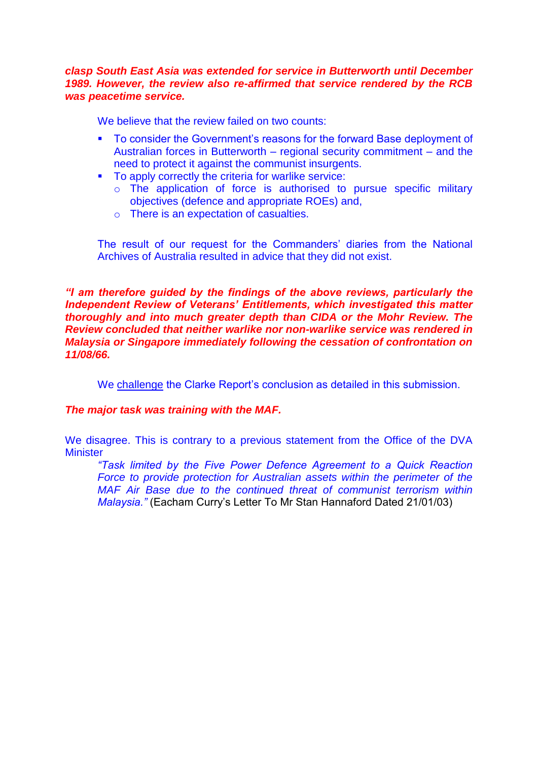***clasp South East Asia was extended for service in Butterworth until December 1989. However, the review also re-affirmed that service rendered by the RCB was peacetime service.***

We believe that the review failed on two counts:

- To consider the Government's reasons for the forward Base deployment of Australian forces in Butterworth – regional security commitment – and the need to protect it against the communist insurgents.
- To apply correctly the criteria for warlike service:
  - The application of force is authorised to pursue specific military objectives (defence and appropriate ROEs) and,
  - There is an expectation of casualties.

The result of our request for the Commanders' diaries from the National Archives of Australia resulted in advice that they did not exist.

***"I am therefore guided by the findings of the above reviews, particularly the Independent Review of Veterans' Entitlements, which investigated this matter thoroughly and into much greater depth than CIDA or the Mohr Review. The Review concluded that neither warlike nor non-warlike service was rendered in Malaysia or Singapore immediately following the cessation of confrontation on 11/08/66.***

We challenge the Clarke Report's conclusion as detailed in this submission.

***The major task was training with the MAF.***

We disagree. This is contrary to a previous statement from the Office of the DVA Minister

> *"Task limited by the Five Power Defence Agreement to a Quick Reaction Force to provide protection for Australian assets within the perimeter of the MAF Air Base due to the continued threat of communist terrorism within Malaysia."* (Eacham Curry's Letter To Mr Stan Hannaford Dated 21/01/03)